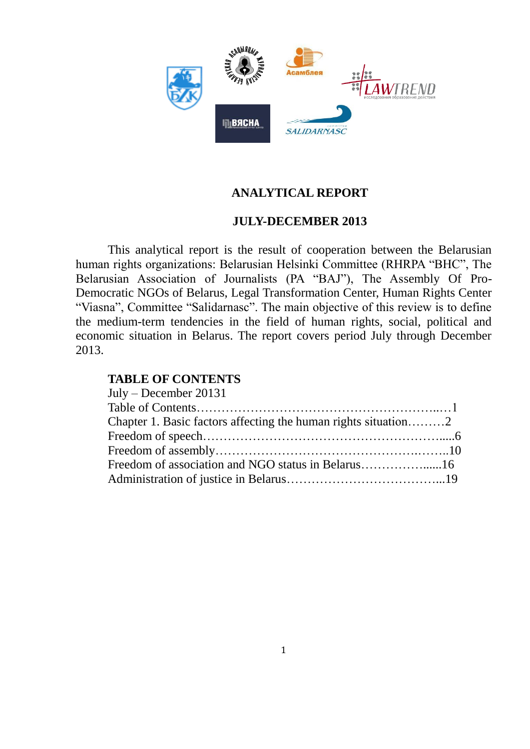# ANALYTICAL REPORT

## JULY-DECEMBER 2013

This analytical report is the result of cooperation between the Belarusian human rights organizations: Belarusian Helsinki Committee (RHRPA "BHC", The Belarusian Association of Journalists (PA "BAJ"), The Assembly Of Pro-Democratic NGOs of Belarus, Legal Transformation Center, Human Rights Center "Viasna", Committee "Salidarnasc". The main objective of this review is to define the medium-term tendencies in the field of human rights, social, political and economic situation in Belarus. The report covers period July through December 2013.

**TABLE OF CONTENTS**

July – December 20131
Table of Contents……………………………………………………...…1
Chapter 1. Basic factors affecting the human rights situation………2
Freedom of speech………………………………………………….....6
Freedom of assembly…………………………………………….……..10
Freedom of association and NGO status in Belarus……………......16
Administration of justice in Belarus………………………………...19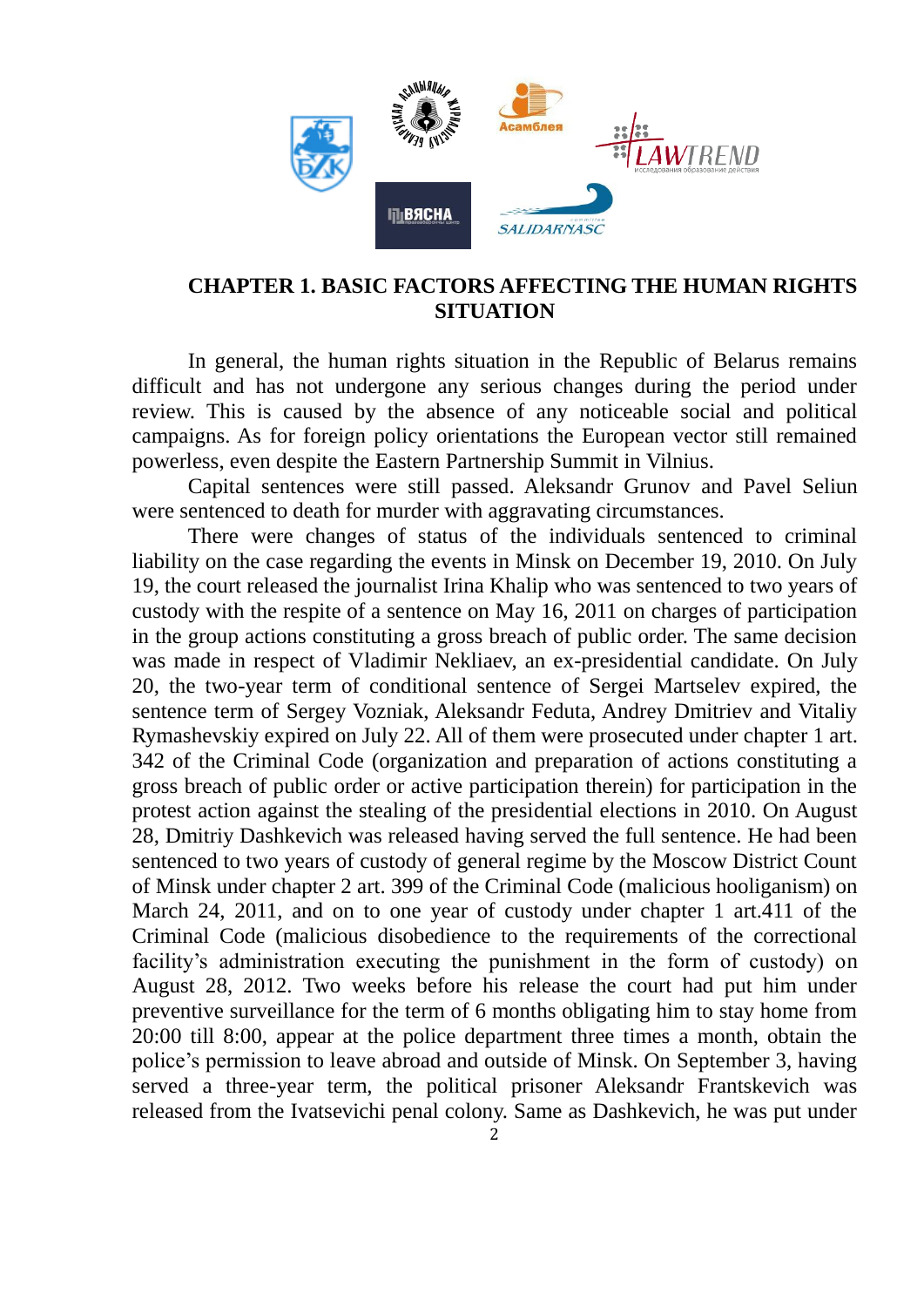## CHAPTER 1. BASIC FACTORS AFFECTING THE HUMAN RIGHTS SITUATION

In general, the human rights situation in the Republic of Belarus remains difficult and has not undergone any serious changes during the period under review. This is caused by the absence of any noticeable social and political campaigns. As for foreign policy orientations the European vector still remained powerless, even despite the Eastern Partnership Summit in Vilnius.

Capital sentences were still passed. Aleksandr Grunov and Pavel Seliun were sentenced to death for murder with aggravating circumstances.

There were changes of status of the individuals sentenced to criminal liability on the case regarding the events in Minsk on December 19, 2010. On July 19, the court released the journalist Irina Khalip who was sentenced to two years of custody with the respite of a sentence on May 16, 2011 on charges of participation in the group actions constituting a gross breach of public order. The same decision was made in respect of Vladimir Nekliaev, an ex-presidential candidate. On July 20, the two-year term of conditional sentence of Sergei Martselev expired, the sentence term of Sergey Vozniak, Aleksandr Feduta, Andrey Dmitriev and Vitaliy Rymashevskiy expired on July 22. All of them were prosecuted under chapter 1 art. 342 of the Criminal Code (organization and preparation of actions constituting a gross breach of public order or active participation therein) for participation in the protest action against the stealing of the presidential elections in 2010. On August 28, Dmitriy Dashkevich was released having served the full sentence. He had been sentenced to two years of custody of general regime by the Moscow District Count of Minsk under chapter 2 art. 399 of the Criminal Code (malicious hooliganism) on March 24, 2011, and on to one year of custody under chapter 1 art.411 of the Criminal Code (malicious disobedience to the requirements of the correctional facility's administration executing the punishment in the form of custody) on August 28, 2012. Two weeks before his release the court had put him under preventive surveillance for the term of 6 months obligating him to stay home from 20:00 till 8:00, appear at the police department three times a month, obtain the police's permission to leave abroad and outside of Minsk. On September 3, having served a three-year term, the political prisoner Aleksandr Frantskevich was released from the Ivatsevichi penal colony. Same as Dashkevich, he was put under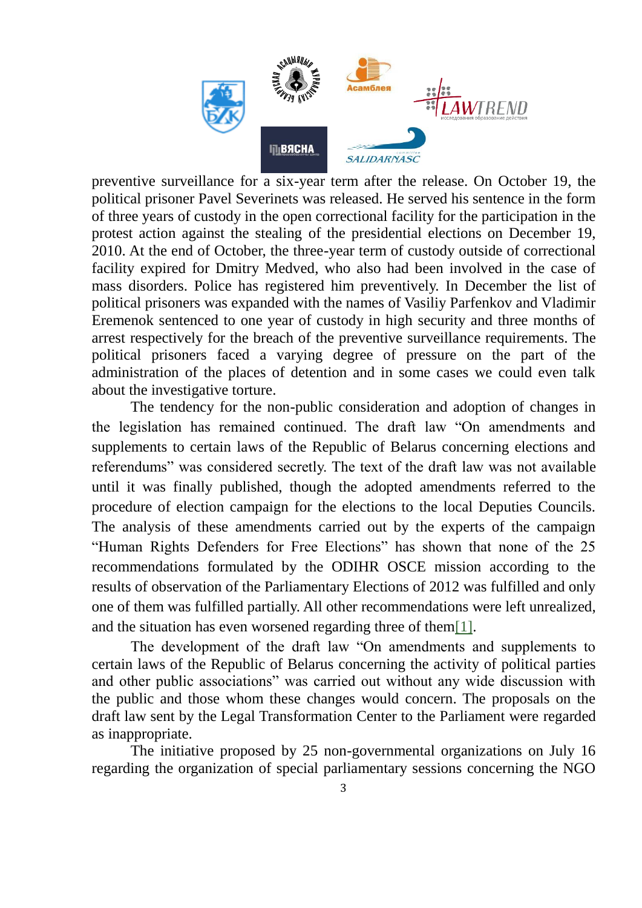preventive surveillance for a six-year term after the release. On October 19, the political prisoner Pavel Severinets was released. He served his sentence in the form of three years of custody in the open correctional facility for the participation in the protest action against the stealing of the presidential elections on December 19, 2010. At the end of October, the three-year term of custody outside of correctional facility expired for Dmitry Medved, who also had been involved in the case of mass disorders. Police has registered him preventively. In December the list of political prisoners was expanded with the names of Vasiliy Parfenkov and Vladimir Eremenok sentenced to one year of custody in high security and three months of arrest respectively for the breach of the preventive surveillance requirements. The political prisoners faced a varying degree of pressure on the part of the administration of the places of detention and in some cases we could even talk about the investigative torture.

The tendency for the non-public consideration and adoption of changes in the legislation has remained continued. The draft law "On amendments and supplements to certain laws of the Republic of Belarus concerning elections and referendums" was considered secretly. The text of the draft law was not available until it was finally published, though the adopted amendments referred to the procedure of election campaign for the elections to the local Deputies Councils. The analysis of these amendments carried out by the experts of the campaign "Human Rights Defenders for Free Elections" has shown that none of the 25 recommendations formulated by the ODIHR OSCE mission according to the results of observation of the Parliamentary Elections of 2012 was fulfilled and only one of them was fulfilled partially. All other recommendations were left unrealized, and the situation has even worsened regarding three of them[1].

The development of the draft law "On amendments and supplements to certain laws of the Republic of Belarus concerning the activity of political parties and other public associations" was carried out without any wide discussion with the public and those whom these changes would concern. The proposals on the draft law sent by the Legal Transformation Center to the Parliament were regarded as inappropriate.

The initiative proposed by 25 non-governmental organizations on July 16 regarding the organization of special parliamentary sessions concerning the NGO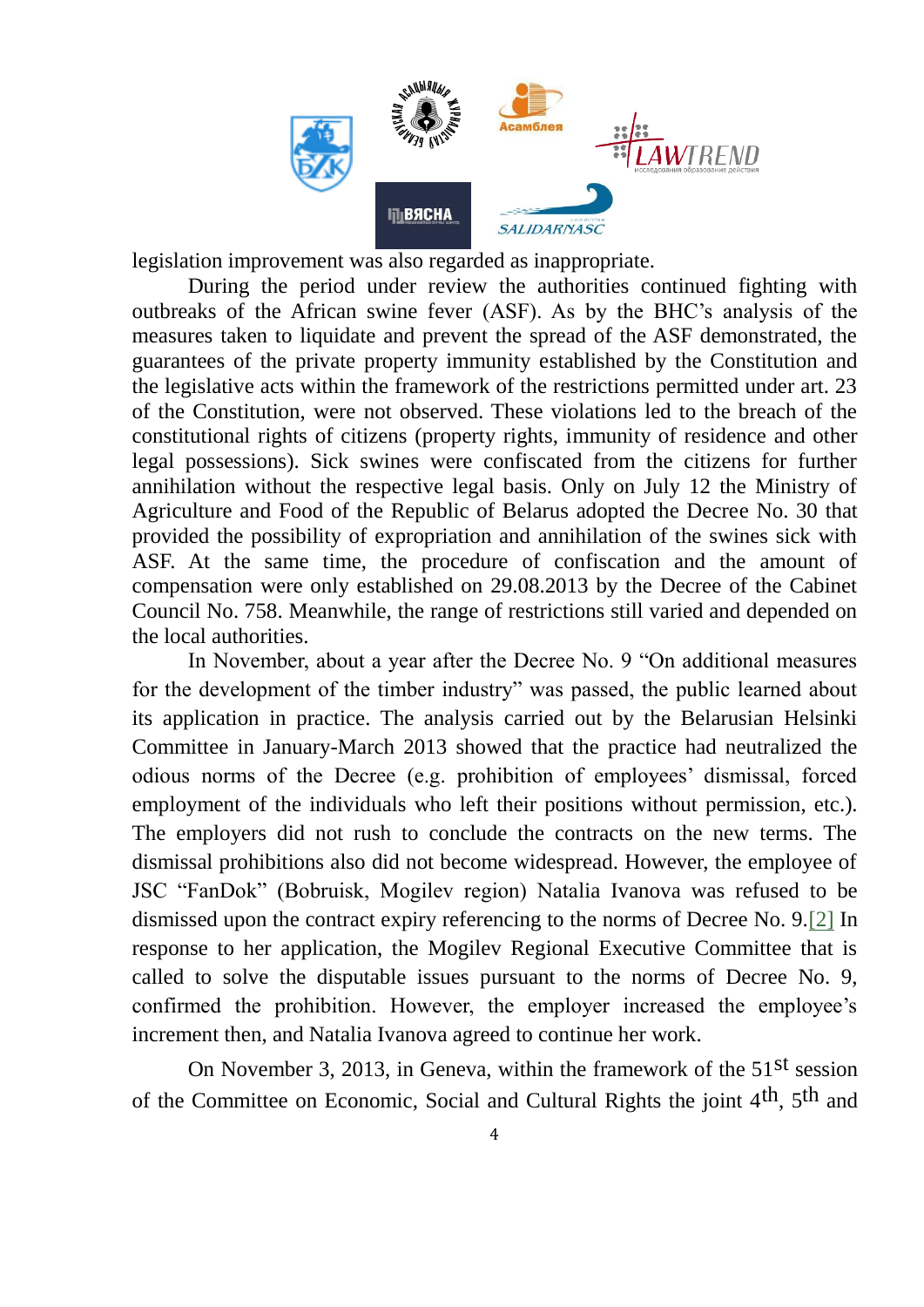legislation improvement was also regarded as inappropriate.

During the period under review the authorities continued fighting with outbreaks of the African swine fever (ASF). As by the BHC's analysis of the measures taken to liquidate and prevent the spread of the ASF demonstrated, the guarantees of the private property immunity established by the Constitution and the legislative acts within the framework of the restrictions permitted under art. 23 of the Constitution, were not observed. These violations led to the breach of the constitutional rights of citizens (property rights, immunity of residence and other legal possessions). Sick swines were confiscated from the citizens for further annihilation without the respective legal basis. Only on July 12 the Ministry of Agriculture and Food of the Republic of Belarus adopted the Decree No. 30 that provided the possibility of expropriation and annihilation of the swines sick with ASF. At the same time, the procedure of confiscation and the amount of compensation were only established on 29.08.2013 by the Decree of the Cabinet Council No. 758. Meanwhile, the range of restrictions still varied and depended on the local authorities.

In November, about a year after the Decree No. 9 "On additional measures for the development of the timber industry" was passed, the public learned about its application in practice. The analysis carried out by the Belarusian Helsinki Committee in January-March 2013 showed that the practice had neutralized the odious norms of the Decree (e.g. prohibition of employees' dismissal, forced employment of the individuals who left their positions without permission, etc.). The employers did not rush to conclude the contracts on the new terms. The dismissal prohibitions also did not become widespread. However, the employee of JSC "FanDok" (Bobruisk, Mogilev region) Natalia Ivanova was refused to be dismissed upon the contract expiry referencing to the norms of Decree No. 9.[2] In response to her application, the Mogilev Regional Executive Committee that is called to solve the disputable issues pursuant to the norms of Decree No. 9, confirmed the prohibition. However, the employer increased the employee's increment then, and Natalia Ivanova agreed to continue her work.

On November 3, 2013, in Geneva, within the framework of the 51st session of the Committee on Economic, Social and Cultural Rights the joint 4th, 5th and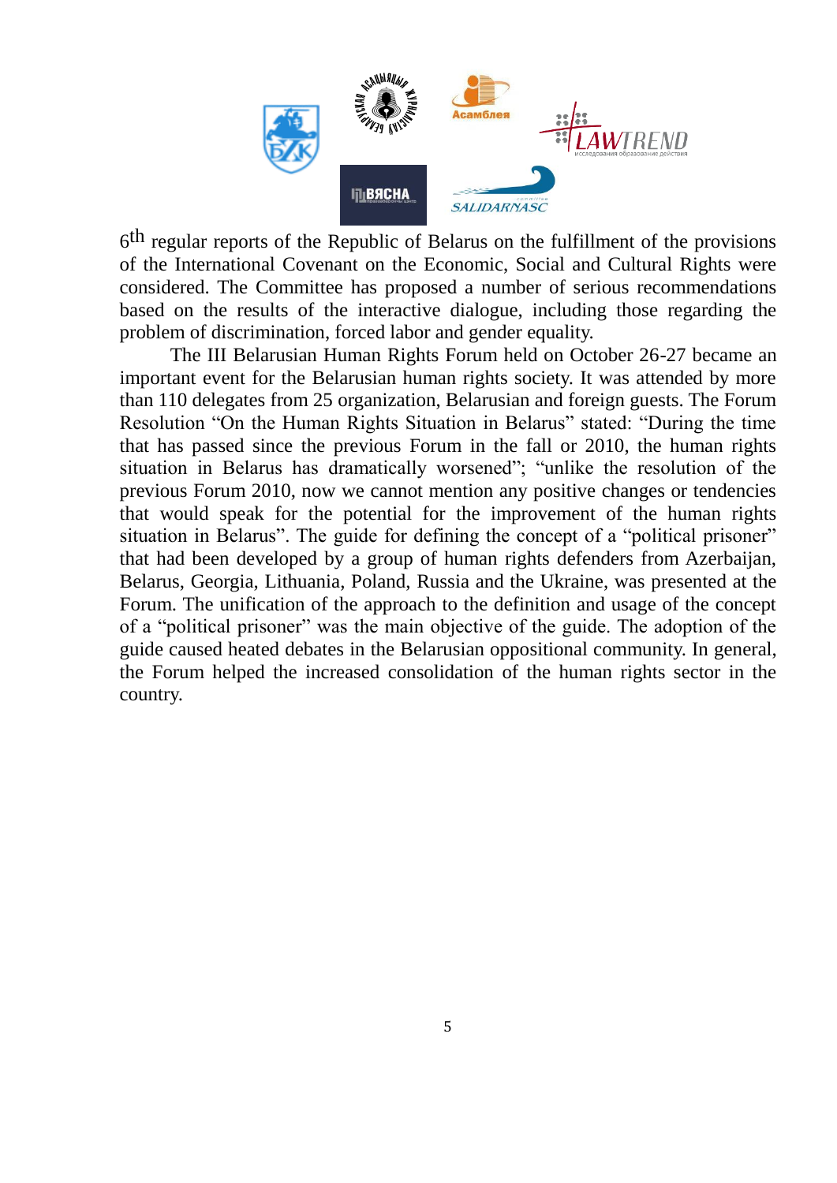6th regular reports of the Republic of Belarus on the fulfillment of the provisions of the International Covenant on the Economic, Social and Cultural Rights were considered. The Committee has proposed a number of serious recommendations based on the results of the interactive dialogue, including those regarding the problem of discrimination, forced labor and gender equality.

The III Belarusian Human Rights Forum held on October 26-27 became an important event for the Belarusian human rights society. It was attended by more than 110 delegates from 25 organization, Belarusian and foreign guests. The Forum Resolution "On the Human Rights Situation in Belarus" stated: "During the time that has passed since the previous Forum in the fall or 2010, the human rights situation in Belarus has dramatically worsened"; "unlike the resolution of the previous Forum 2010, now we cannot mention any positive changes or tendencies that would speak for the potential for the improvement of the human rights situation in Belarus". The guide for defining the concept of a "political prisoner" that had been developed by a group of human rights defenders from Azerbaijan, Belarus, Georgia, Lithuania, Poland, Russia and the Ukraine, was presented at the Forum. The unification of the approach to the definition and usage of the concept of a "political prisoner" was the main objective of the guide. The adoption of the guide caused heated debates in the Belarusian oppositional community. In general, the Forum helped the increased consolidation of the human rights sector in the country.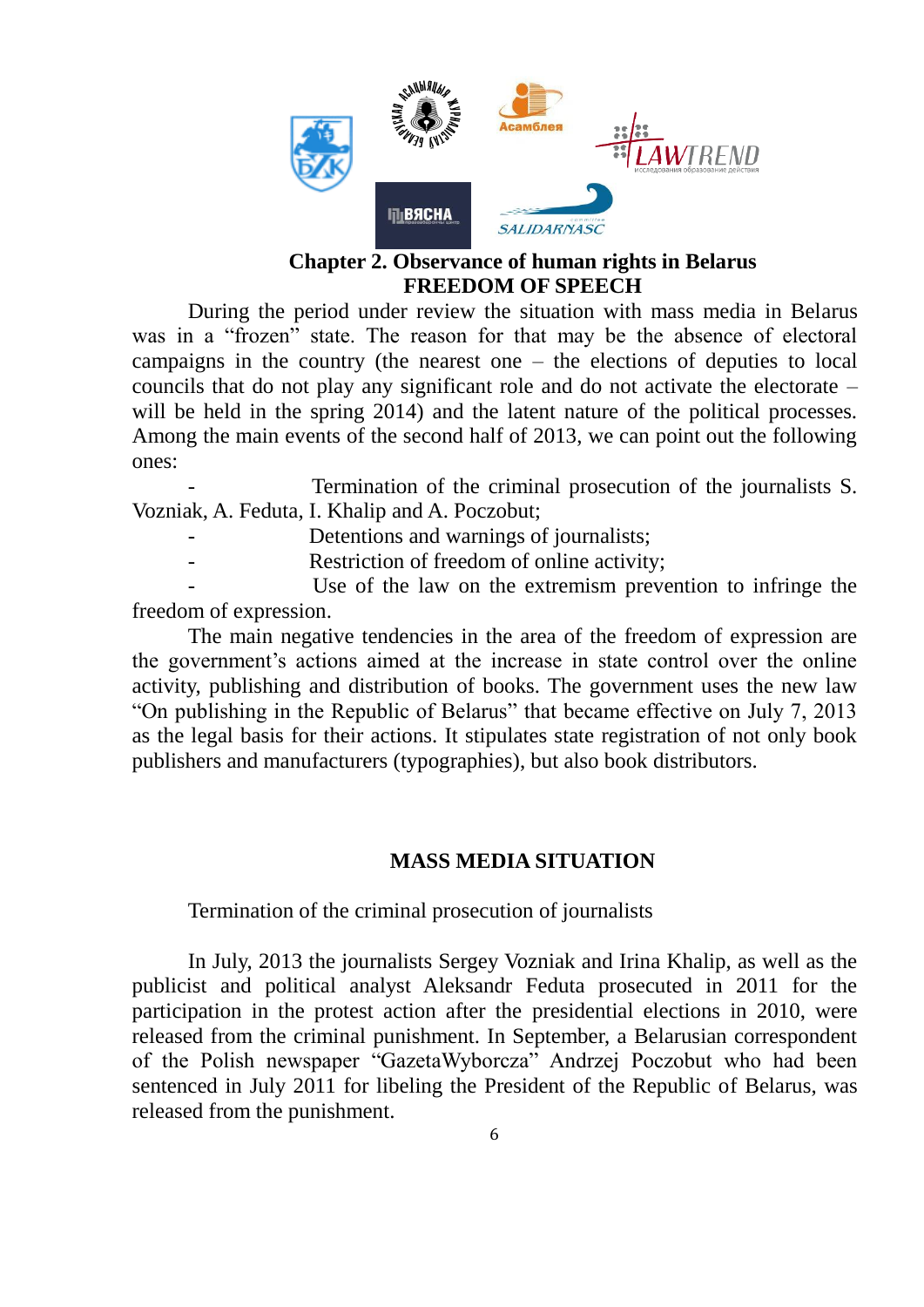## Chapter 2. Observance of human rights in Belarus

## FREEDOM OF SPEECH

During the period under review the situation with mass media in Belarus was in a "frozen" state. The reason for that may be the absence of electoral campaigns in the country (the nearest one – the elections of deputies to local councils that do not play any significant role and do not activate the electorate – will be held in the spring 2014) and the latent nature of the political processes. Among the main events of the second half of 2013, we can point out the following ones:

- Termination of the criminal prosecution of the journalists S. Vozniak, A. Feduta, I. Khalip and A. Poczobut;
- Detentions and warnings of journalists;
- Restriction of freedom of online activity;
- Use of the law on the extremism prevention to infringe the freedom of expression.

The main negative tendencies in the area of the freedom of expression are the government's actions aimed at the increase in state control over the online activity, publishing and distribution of books. The government uses the new law "On publishing in the Republic of Belarus" that became effective on July 7, 2013 as the legal basis for their actions. It stipulates state registration of not only book publishers and manufacturers (typographies), but also book distributors.

### MASS MEDIA SITUATION

Termination of the criminal prosecution of journalists

In July, 2013 the journalists Sergey Vozniak and Irina Khalip, as well as the publicist and political analyst Aleksandr Feduta prosecuted in 2011 for the participation in the protest action after the presidential elections in 2010, were released from the criminal punishment. In September, a Belarusian correspondent of the Polish newspaper "GazetaWyborcza" Andrzej Poczobut who had been sentenced in July 2011 for libeling the President of the Republic of Belarus, was released from the punishment.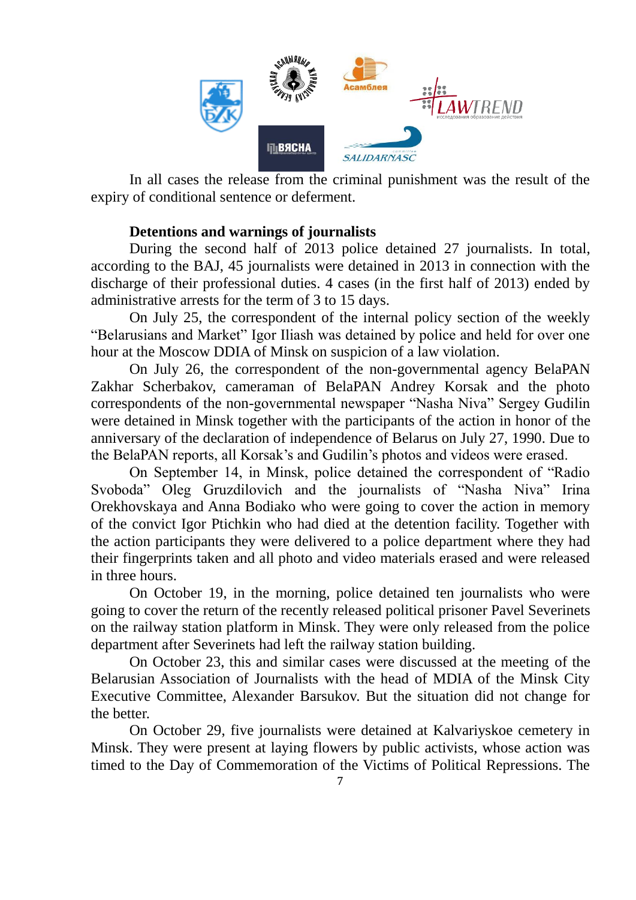In all cases the release from the criminal punishment was the result of the expiry of conditional sentence or deferment.

**Detentions and warnings of journalists**

During the second half of 2013 police detained 27 journalists. In total, according to the BAJ, 45 journalists were detained in 2013 in connection with the discharge of their professional duties. 4 cases (in the first half of 2013) ended by administrative arrests for the term of 3 to 15 days.

On July 25, the correspondent of the internal policy section of the weekly "Belarusians and Market" Igor Iliash was detained by police and held for over one hour at the Moscow DDIA of Minsk on suspicion of a law violation.

On July 26, the correspondent of the non-governmental agency BelaPAN Zakhar Scherbakov, cameraman of BelaPAN Andrey Korsak and the photo correspondents of the non-governmental newspaper "Nasha Niva" Sergey Gudilin were detained in Minsk together with the participants of the action in honor of the anniversary of the declaration of independence of Belarus on July 27, 1990. Due to the BelaPAN reports, all Korsak's and Gudilin's photos and videos were erased.

On September 14, in Minsk, police detained the correspondent of "Radio Svoboda" Oleg Gruzdilovich and the journalists of "Nasha Niva" Irina Orekhovskaya and Anna Bodiako who were going to cover the action in memory of the convict Igor Ptichkin who had died at the detention facility. Together with the action participants they were delivered to a police department where they had their fingerprints taken and all photo and video materials erased and were released in three hours.

On October 19, in the morning, police detained ten journalists who were going to cover the return of the recently released political prisoner Pavel Severinets on the railway station platform in Minsk. They were only released from the police department after Severinets had left the railway station building.

On October 23, this and similar cases were discussed at the meeting of the Belarusian Association of Journalists with the head of MDIA of the Minsk City Executive Committee, Alexander Barsukov. But the situation did not change for the better.

On October 29, five journalists were detained at Kalvariyskoe cemetery in Minsk. They were present at laying flowers by public activists, whose action was timed to the Day of Commemoration of the Victims of Political Repressions. The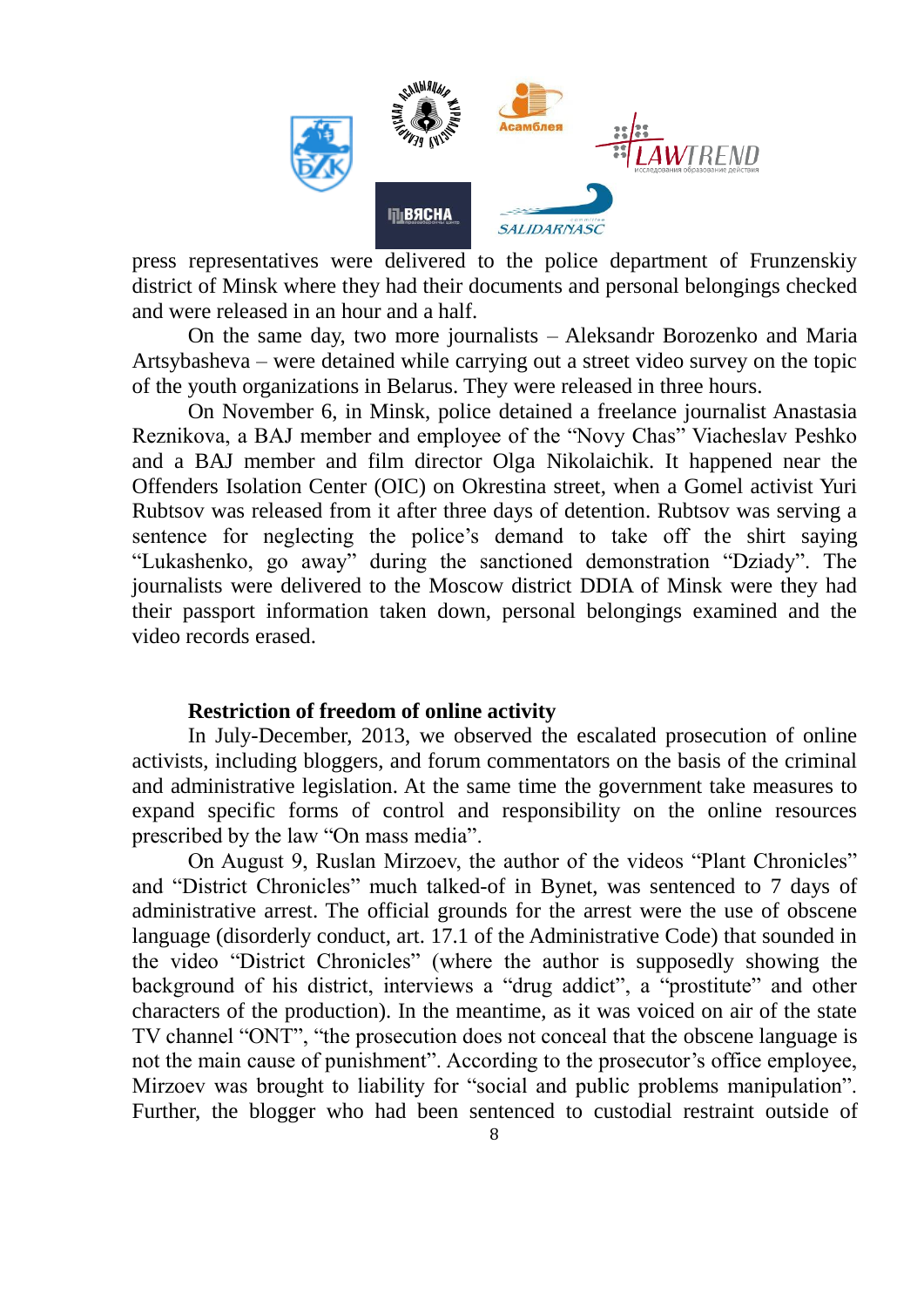press representatives were delivered to the police department of Frunzenskiy district of Minsk where they had their documents and personal belongings checked and were released in an hour and a half.

On the same day, two more journalists – Aleksandr Borozenko and Maria Artsybasheva – were detained while carrying out a street video survey on the topic of the youth organizations in Belarus. They were released in three hours.

On November 6, in Minsk, police detained a freelance journalist Anastasia Reznikova, a BAJ member and employee of the "Novy Chas" Viacheslav Peshko and a BAJ member and film director Olga Nikolaichik. It happened near the Offenders Isolation Center (OIC) on Okrestina street, when a Gomel activist Yuri Rubtsov was released from it after three days of detention. Rubtsov was serving a sentence for neglecting the police's demand to take off the shirt saying "Lukashenko, go away" during the sanctioned demonstration "Dziady". The journalists were delivered to the Moscow district DDIA of Minsk were they had their passport information taken down, personal belongings examined and the video records erased.

### Restriction of freedom of online activity

In July-December, 2013, we observed the escalated prosecution of online activists, including bloggers, and forum commentators on the basis of the criminal and administrative legislation. At the same time the government take measures to expand specific forms of control and responsibility on the online resources prescribed by the law "On mass media".

On August 9, Ruslan Mirzoev, the author of the videos "Plant Chronicles" and "District Chronicles" much talked-of in Bynet, was sentenced to 7 days of administrative arrest. The official grounds for the arrest were the use of obscene language (disorderly conduct, art. 17.1 of the Administrative Code) that sounded in the video "District Chronicles" (where the author is supposedly showing the background of his district, interviews a "drug addict", a "prostitute" and other characters of the production). In the meantime, as it was voiced on air of the state TV channel "ONT", "the prosecution does not conceal that the obscene language is not the main cause of punishment". According to the prosecutor's office employee, Mirzoev was brought to liability for "social and public problems manipulation". Further, the blogger who had been sentenced to custodial restraint outside of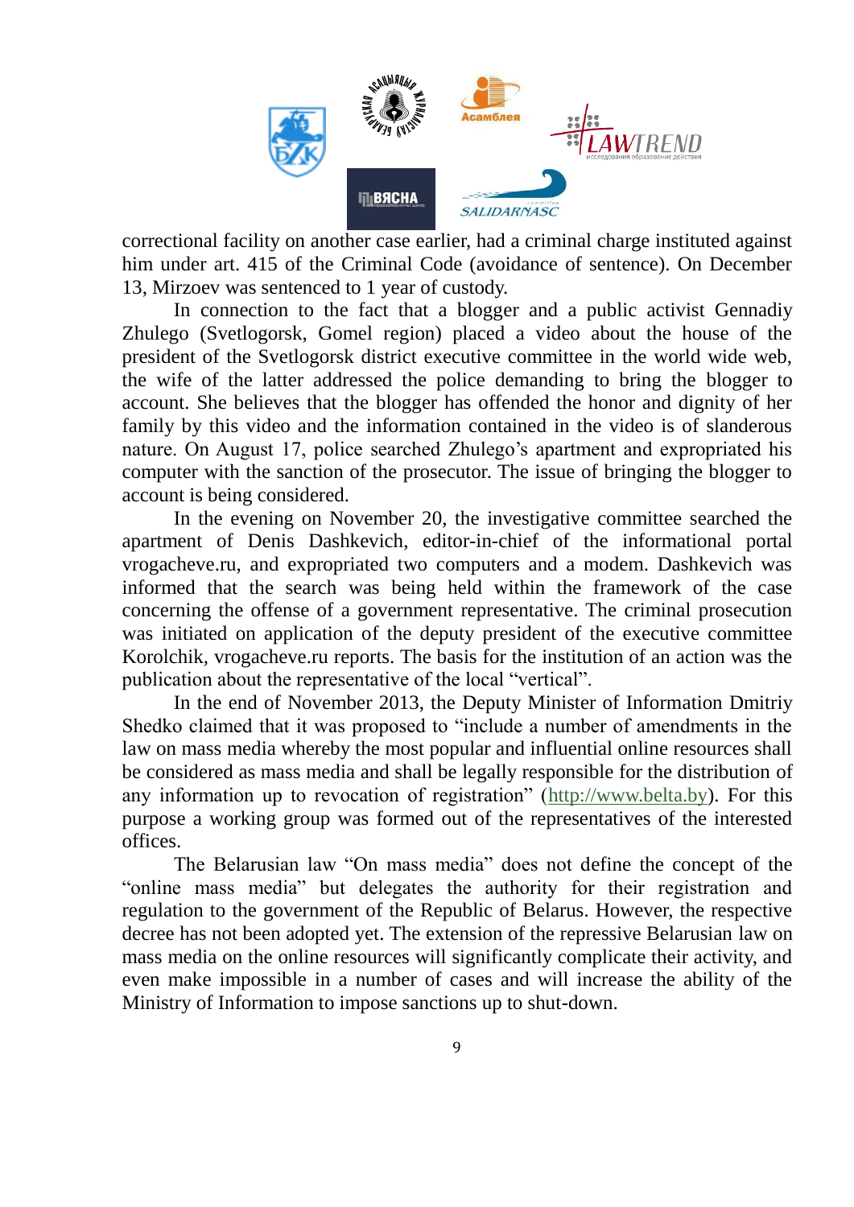correctional facility on another case earlier, had a criminal charge instituted against him under art. 415 of the Criminal Code (avoidance of sentence). On December 13, Mirzoev was sentenced to 1 year of custody.

In connection to the fact that a blogger and a public activist Gennadiy Zhulego (Svetlogorsk, Gomel region) placed a video about the house of the president of the Svetlogorsk district executive committee in the world wide web, the wife of the latter addressed the police demanding to bring the blogger to account. She believes that the blogger has offended the honor and dignity of her family by this video and the information contained in the video is of slanderous nature. On August 17, police searched Zhulego's apartment and expropriated his computer with the sanction of the prosecutor. The issue of bringing the blogger to account is being considered.

In the evening on November 20, the investigative committee searched the apartment of Denis Dashkevich, editor-in-chief of the informational portal vrogacheve.ru, and expropriated two computers and a modem. Dashkevich was informed that the search was being held within the framework of the case concerning the offense of a government representative. The criminal prosecution was initiated on application of the deputy president of the executive committee Korolchik, vrogacheve.ru reports. The basis for the institution of an action was the publication about the representative of the local "vertical".

In the end of November 2013, the Deputy Minister of Information Dmitriy Shedko claimed that it was proposed to "include a number of amendments in the law on mass media whereby the most popular and influential online resources shall be considered as mass media and shall be legally responsible for the distribution of any information up to revocation of registration" (http://www.belta.by). For this purpose a working group was formed out of the representatives of the interested offices.

The Belarusian law "On mass media" does not define the concept of the "online mass media" but delegates the authority for their registration and regulation to the government of the Republic of Belarus. However, the respective decree has not been adopted yet. The extension of the repressive Belarusian law on mass media on the online resources will significantly complicate their activity, and even make impossible in a number of cases and will increase the ability of the Ministry of Information to impose sanctions up to shut-down.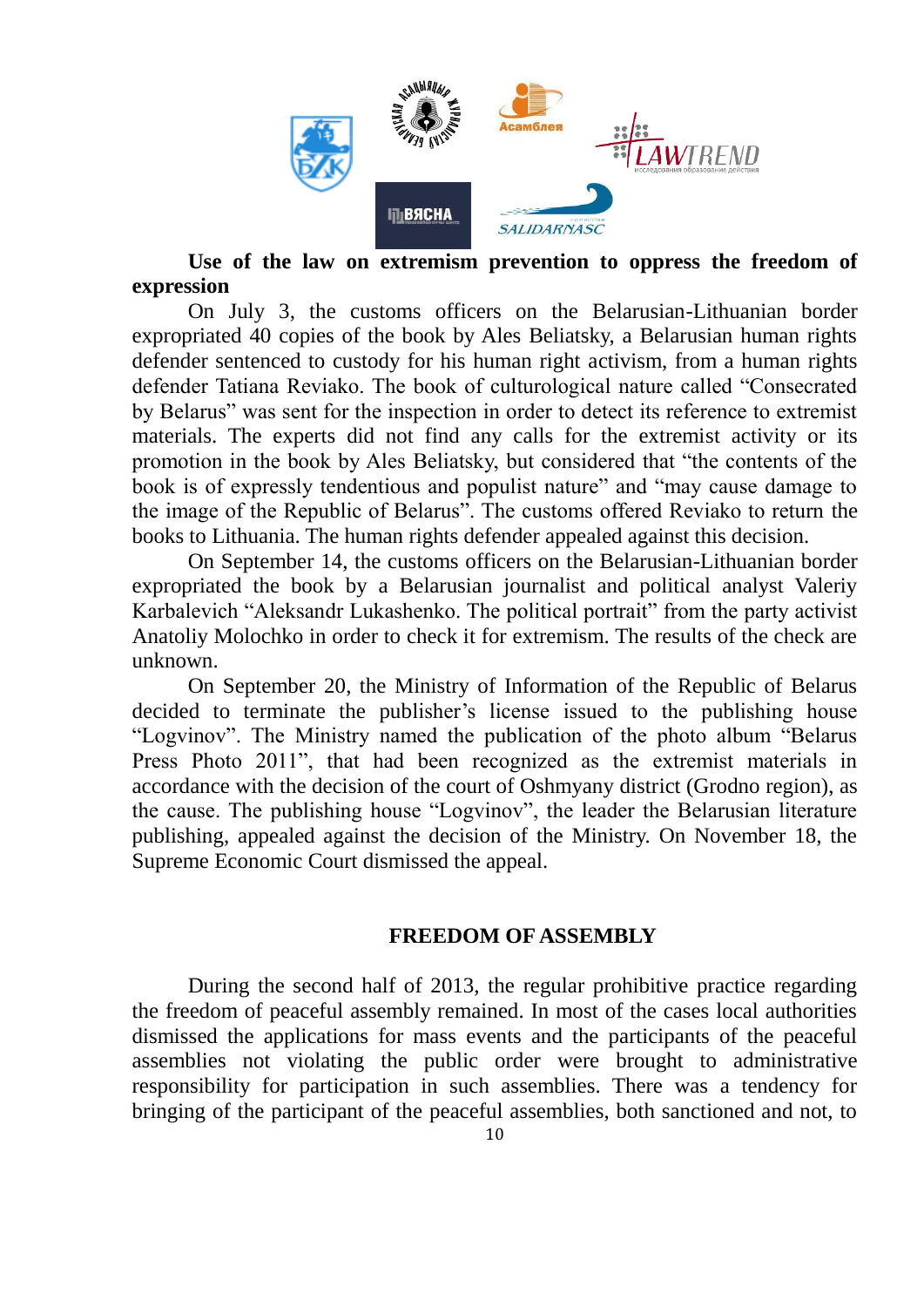**Use of the law on extremism prevention to oppress the freedom of expression**

On July 3, the customs officers on the Belarusian-Lithuanian border expropriated 40 copies of the book by Ales Beliatsky, a Belarusian human rights defender sentenced to custody for his human right activism, from a human rights defender Tatiana Reviako. The book of culturological nature called "Consecrated by Belarus" was sent for the inspection in order to detect its reference to extremist materials. The experts did not find any calls for the extremist activity or its promotion in the book by Ales Beliatsky, but considered that "the contents of the book is of expressly tendentious and populist nature" and "may cause damage to the image of the Republic of Belarus". The customs offered Reviako to return the books to Lithuania. The human rights defender appealed against this decision.

On September 14, the customs officers on the Belarusian-Lithuanian border expropriated the book by a Belarusian journalist and political analyst Valeriy Karbalevich "Aleksandr Lukashenko. The political portrait" from the party activist Anatoliy Molochko in order to check it for extremism. The results of the check are unknown.

On September 20, the Ministry of Information of the Republic of Belarus decided to terminate the publisher's license issued to the publishing house "Logvinov". The Ministry named the publication of the photo album "Belarus Press Photo 2011", that had been recognized as the extremist materials in accordance with the decision of the court of Oshmyany district (Grodno region), as the cause. The publishing house "Logvinov", the leader the Belarusian literature publishing, appealed against the decision of the Ministry. On November 18, the Supreme Economic Court dismissed the appeal.

## FREEDOM OF ASSEMBLY

During the second half of 2013, the regular prohibitive practice regarding the freedom of peaceful assembly remained. In most of the cases local authorities dismissed the applications for mass events and the participants of the peaceful assemblies not violating the public order were brought to administrative responsibility for participation in such assemblies. There was a tendency for bringing of the participant of the peaceful assemblies, both sanctioned and not, to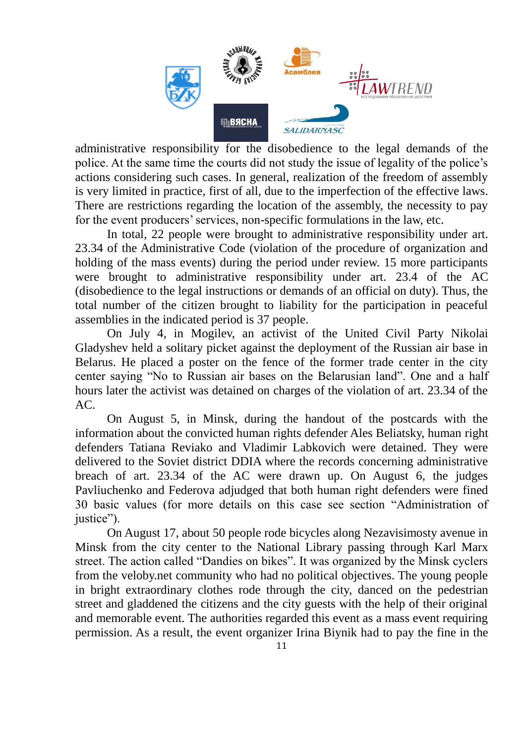administrative responsibility for the disobedience to the legal demands of the police. At the same time the courts did not study the issue of legality of the police's actions considering such cases. In general, realization of the freedom of assembly is very limited in practice, first of all, due to the imperfection of the effective laws. There are restrictions regarding the location of the assembly, the necessity to pay for the event producers' services, non-specific formulations in the law, etc.

In total, 22 people were brought to administrative responsibility under art. 23.34 of the Administrative Code (violation of the procedure of organization and holding of the mass events) during the period under review. 15 more participants were brought to administrative responsibility under art. 23.4 of the AC (disobedience to the legal instructions or demands of an official on duty). Thus, the total number of the citizen brought to liability for the participation in peaceful assemblies in the indicated period is 37 people.

On July 4, in Mogilev, an activist of the United Civil Party Nikolai Gladyshev held a solitary picket against the deployment of the Russian air base in Belarus. He placed a poster on the fence of the former trade center in the city center saying "No to Russian air bases on the Belarusian land". One and a half hours later the activist was detained on charges of the violation of art. 23.34 of the AC.

On August 5, in Minsk, during the handout of the postcards with the information about the convicted human rights defender Ales Beliatsky, human right defenders Tatiana Reviako and Vladimir Labkovich were detained. They were delivered to the Soviet district DDIA where the records concerning administrative breach of art. 23.34 of the AC were drawn up. On August 6, the judges Pavliuchenko and Federova adjudged that both human right defenders were fined 30 basic values (for more details on this case see section "Administration of justice").

On August 17, about 50 people rode bicycles along Nezavisimosty avenue in Minsk from the city center to the National Library passing through Karl Marx street. The action called "Dandies on bikes". It was organized by the Minsk cyclers from the veloby.net community who had no political objectives. The young people in bright extraordinary clothes rode through the city, danced on the pedestrian street and gladdened the citizens and the city guests with the help of their original and memorable event. The authorities regarded this event as a mass event requiring permission. As a result, the event organizer Irina Biynik had to pay the fine in the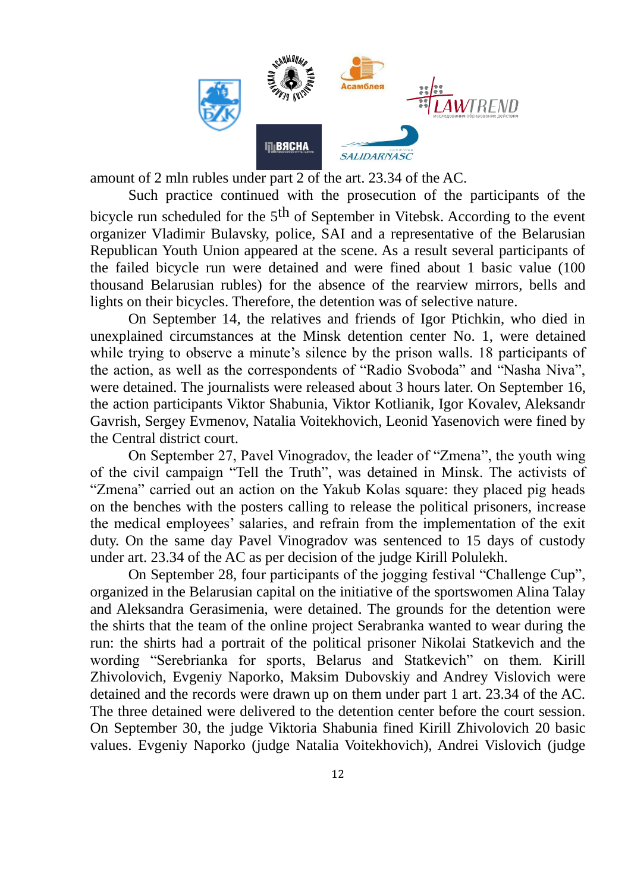amount of 2 mln rubles under part 2 of the art. 23.34 of the AC.

Such practice continued with the prosecution of the participants of the bicycle run scheduled for the 5th of September in Vitebsk. According to the event organizer Vladimir Bulavsky, police, SAI and a representative of the Belarusian Republican Youth Union appeared at the scene. As a result several participants of the failed bicycle run were detained and were fined about 1 basic value (100 thousand Belarusian rubles) for the absence of the rearview mirrors, bells and lights on their bicycles. Therefore, the detention was of selective nature.

On September 14, the relatives and friends of Igor Ptichkin, who died in unexplained circumstances at the Minsk detention center No. 1, were detained while trying to observe a minute's silence by the prison walls. 18 participants of the action, as well as the correspondents of "Radio Svoboda" and "Nasha Niva", were detained. The journalists were released about 3 hours later. On September 16, the action participants Viktor Shabunia, Viktor Kotlianik, Igor Kovalev, Aleksandr Gavrish, Sergey Evmenov, Natalia Voitekhovich, Leonid Yasenovich were fined by the Central district court.

On September 27, Pavel Vinogradov, the leader of "Zmena", the youth wing of the civil campaign "Tell the Truth", was detained in Minsk. The activists of "Zmena" carried out an action on the Yakub Kolas square: they placed pig heads on the benches with the posters calling to release the political prisoners, increase the medical employees' salaries, and refrain from the implementation of the exit duty. On the same day Pavel Vinogradov was sentenced to 15 days of custody under art. 23.34 of the AC as per decision of the judge Kirill Polulekh.

On September 28, four participants of the jogging festival "Challenge Cup", organized in the Belarusian capital on the initiative of the sportswomen Alina Talay and Aleksandra Gerasimenia, were detained. The grounds for the detention were the shirts that the team of the online project Serabranka wanted to wear during the run: the shirts had a portrait of the political prisoner Nikolai Statkevich and the wording "Serebrianka for sports, Belarus and Statkevich" on them. Kirill Zhivolovich, Evgeniy Naporko, Maksim Dubovskiy and Andrey Vislovich were detained and the records were drawn up on them under part 1 art. 23.34 of the AC. The three detained were delivered to the detention center before the court session. On September 30, the judge Viktoria Shabunia fined Kirill Zhivolovich 20 basic values. Evgeniy Naporko (judge Natalia Voitekhovich), Andrei Vislovich (judge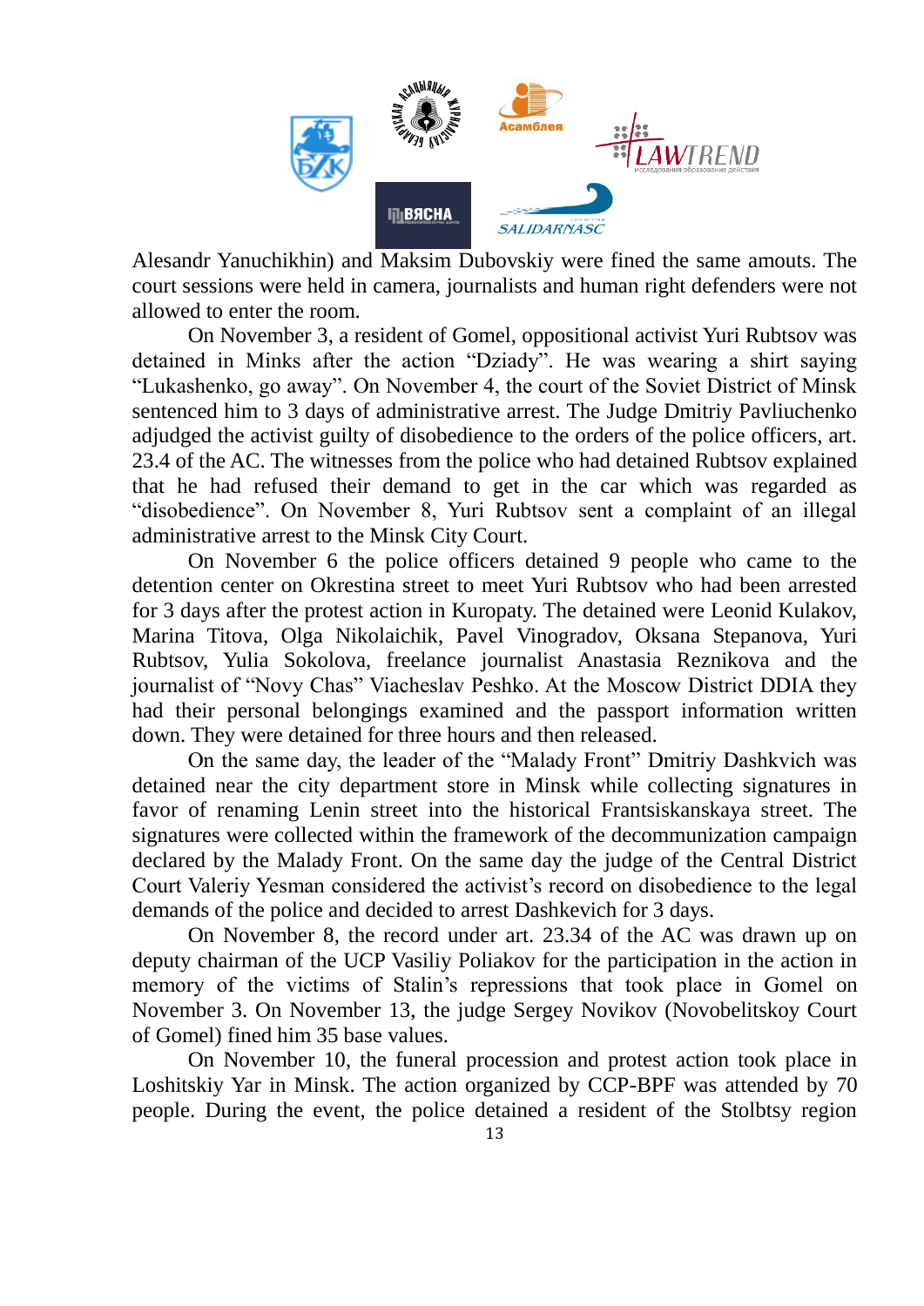Alesandr Yanuchikhin) and Maksim Dubovskiy were fined the same amouts. The court sessions were held in camera, journalists and human right defenders were not allowed to enter the room.

On November 3, a resident of Gomel, oppositional activist Yuri Rubtsov was detained in Minks after the action "Dziady". He was wearing a shirt saying "Lukashenko, go away". On November 4, the court of the Soviet District of Minsk sentenced him to 3 days of administrative arrest. The Judge Dmitriy Pavliuchenko adjudged the activist guilty of disobedience to the orders of the police officers, art. 23.4 of the AC. The witnesses from the police who had detained Rubtsov explained that he had refused their demand to get in the car which was regarded as "disobedience". On November 8, Yuri Rubtsov sent a complaint of an illegal administrative arrest to the Minsk City Court.

On November 6 the police officers detained 9 people who came to the detention center on Okrestina street to meet Yuri Rubtsov who had been arrested for 3 days after the protest action in Kuropaty. The detained were Leonid Kulakov, Marina Titova, Olga Nikolaichik, Pavel Vinogradov, Oksana Stepanova, Yuri Rubtsov, Yulia Sokolova, freelance journalist Anastasia Reznikova and the journalist of "Novy Chas" Viacheslav Peshko. At the Moscow District DDIA they had their personal belongings examined and the passport information written down. They were detained for three hours and then released.

On the same day, the leader of the "Malady Front" Dmitriy Dashkvich was detained near the city department store in Minsk while collecting signatures in favor of renaming Lenin street into the historical Frantsiskanskaya street. The signatures were collected within the framework of the decommunization campaign declared by the Malady Front. On the same day the judge of the Central District Court Valeriy Yesman considered the activist's record on disobedience to the legal demands of the police and decided to arrest Dashkevich for 3 days.

On November 8, the record under art. 23.34 of the AC was drawn up on deputy chairman of the UCP Vasiliy Poliakov for the participation in the action in memory of the victims of Stalin's repressions that took place in Gomel on November 3. On November 13, the judge Sergey Novikov (Novobelitskoy Court of Gomel) fined him 35 base values.

On November 10, the funeral procession and protest action took place in Loshitskiy Yar in Minsk. The action organized by CCP-BPF was attended by 70 people. During the event, the police detained a resident of the Stolbtsy region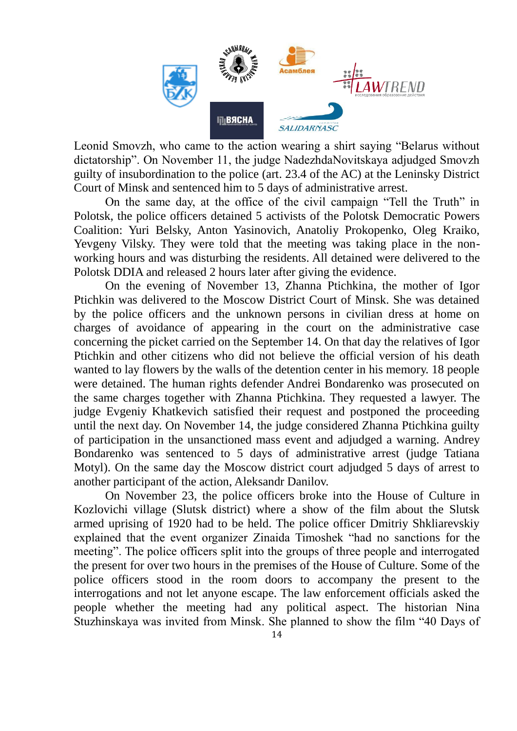Leonid Smovzh, who came to the action wearing a shirt saying "Belarus without dictatorship". On November 11, the judge NadezhdaNovitskaya adjudged Smovzh guilty of insubordination to the police (art. 23.4 of the AC) at the Leninsky District Court of Minsk and sentenced him to 5 days of administrative arrest.

On the same day, at the office of the civil campaign "Tell the Truth" in Polotsk, the police officers detained 5 activists of the Polotsk Democratic Powers Coalition: Yuri Belsky, Anton Yasinovich, Anatoliy Prokopenko, Oleg Kraiko, Yevgeny Vilsky. They were told that the meeting was taking place in the non-working hours and was disturbing the residents. All detained were delivered to the Polotsk DDIA and released 2 hours later after giving the evidence.

On the evening of November 13, Zhanna Ptichkina, the mother of Igor Ptichkin was delivered to the Moscow District Court of Minsk. She was detained by the police officers and the unknown persons in civilian dress at home on charges of avoidance of appearing in the court on the administrative case concerning the picket carried on the September 14. On that day the relatives of Igor Ptichkin and other citizens who did not believe the official version of his death wanted to lay flowers by the walls of the detention center in his memory. 18 people were detained. The human rights defender Andrei Bondarenko was prosecuted on the same charges together with Zhanna Ptichkina. They requested a lawyer. The judge Evgeniy Khatkevich satisfied their request and postponed the proceeding until the next day. On November 14, the judge considered Zhanna Ptichkina guilty of participation in the unsanctioned mass event and adjudged a warning. Andrey Bondarenko was sentenced to 5 days of administrative arrest (judge Tatiana Motyl). On the same day the Moscow district court adjudged 5 days of arrest to another participant of the action, Aleksandr Danilov.

On November 23, the police officers broke into the House of Culture in Kozlovichi village (Slutsk district) where a show of the film about the Slutsk armed uprising of 1920 had to be held. The police officer Dmitriy Shkliarevskiy explained that the event organizer Zinaida Timoshek "had no sanctions for the meeting". The police officers split into the groups of three people and interrogated the present for over two hours in the premises of the House of Culture. Some of the police officers stood in the room doors to accompany the present to the interrogations and not let anyone escape. The law enforcement officials asked the people whether the meeting had any political aspect. The historian Nina Stuzhinskaya was invited from Minsk. She planned to show the film "40 Days of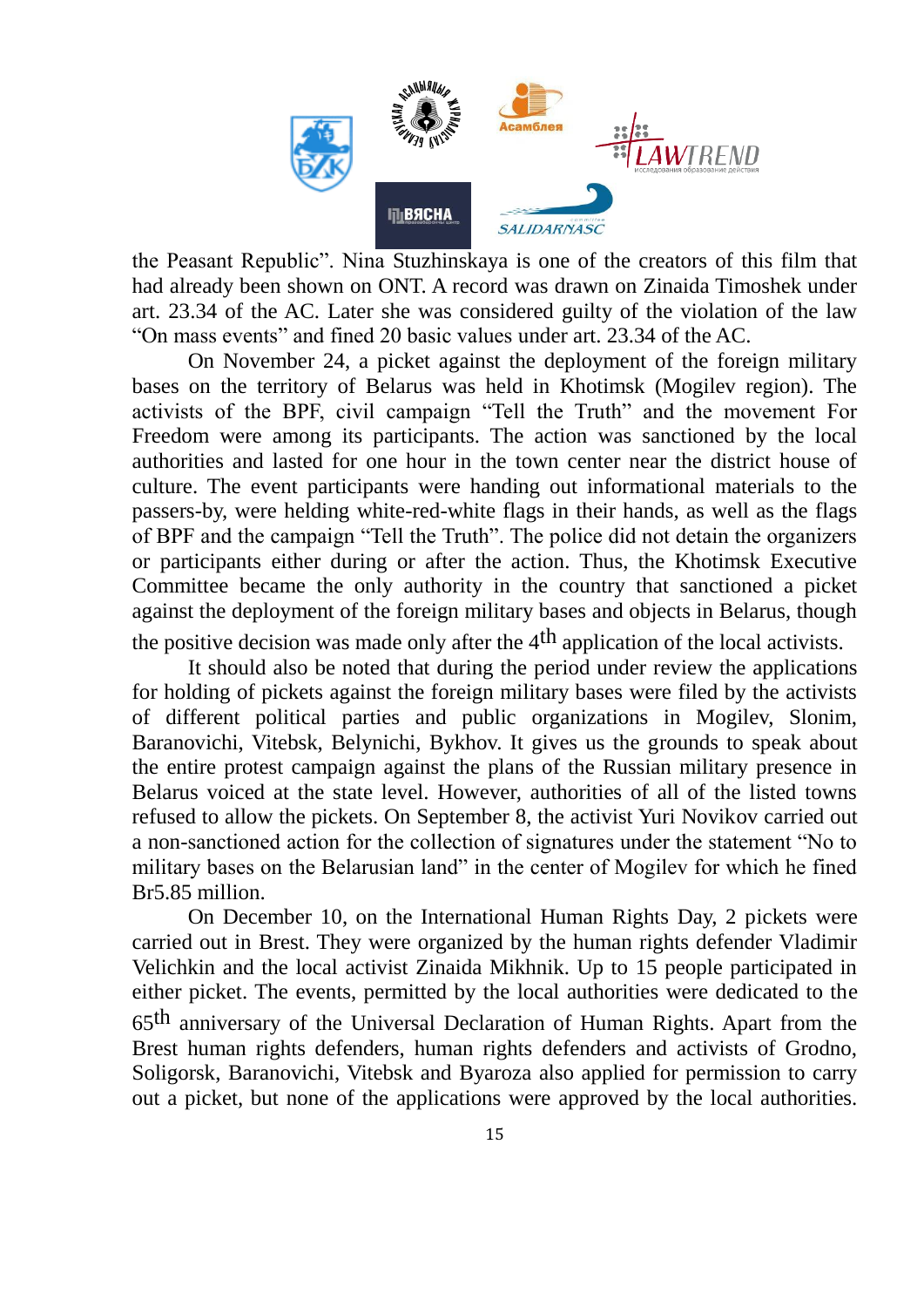the Peasant Republic". Nina Stuzhinskaya is one of the creators of this film that had already been shown on ONT. A record was drawn on Zinaida Timoshek under art. 23.34 of the AC. Later she was considered guilty of the violation of the law "On mass events" and fined 20 basic values under art. 23.34 of the AC.

On November 24, a picket against the deployment of the foreign military bases on the territory of Belarus was held in Khotimsk (Mogilev region). The activists of the BPF, civil campaign "Tell the Truth" and the movement For Freedom were among its participants. The action was sanctioned by the local authorities and lasted for one hour in the town center near the district house of culture. The event participants were handing out informational materials to the passers-by, were helding white-red-white flags in their hands, as well as the flags of BPF and the campaign "Tell the Truth". The police did not detain the organizers or participants either during or after the action. Thus, the Khotimsk Executive Committee became the only authority in the country that sanctioned a picket against the deployment of the foreign military bases and objects in Belarus, though the positive decision was made only after the 4th application of the local activists.

It should also be noted that during the period under review the applications for holding of pickets against the foreign military bases were filed by the activists of different political parties and public organizations in Mogilev, Slonim, Baranovichi, Vitebsk, Belynichi, Bykhov. It gives us the grounds to speak about the entire protest campaign against the plans of the Russian military presence in Belarus voiced at the state level. However, authorities of all of the listed towns refused to allow the pickets. On September 8, the activist Yuri Novikov carried out a non-sanctioned action for the collection of signatures under the statement "No to military bases on the Belarusian land" in the center of Mogilev for which he fined Br5.85 million.

On December 10, on the International Human Rights Day, 2 pickets were carried out in Brest. They were organized by the human rights defender Vladimir Velichkin and the local activist Zinaida Mikhnik. Up to 15 people participated in either picket. The events, permitted by the local authorities were dedicated to the 65th anniversary of the Universal Declaration of Human Rights. Apart from the Brest human rights defenders, human rights defenders and activists of Grodno, Soligorsk, Baranovichi, Vitebsk and Byaroza also applied for permission to carry out a picket, but none of the applications were approved by the local authorities.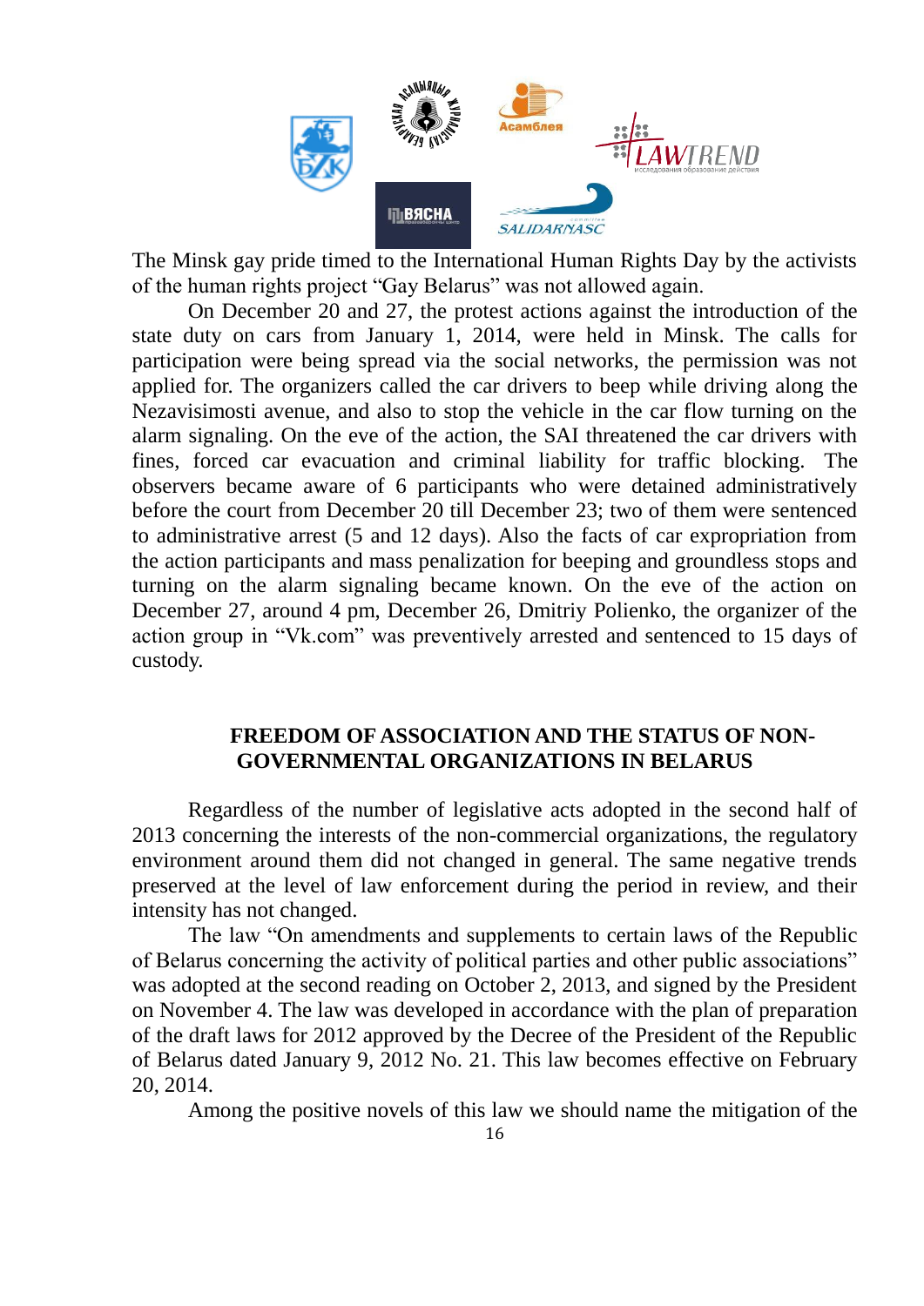The Minsk gay pride timed to the International Human Rights Day by the activists of the human rights project "Gay Belarus" was not allowed again.

On December 20 and 27, the protest actions against the introduction of the state duty on cars from January 1, 2014, were held in Minsk. The calls for participation were being spread via the social networks, the permission was not applied for. The organizers called the car drivers to beep while driving along the Nezavisimosti avenue, and also to stop the vehicle in the car flow turning on the alarm signaling. On the eve of the action, the SAI threatened the car drivers with fines, forced car evacuation and criminal liability for traffic blocking. The observers became aware of 6 participants who were detained administratively before the court from December 20 till December 23; two of them were sentenced to administrative arrest (5 and 12 days). Also the facts of car expropriation from the action participants and mass penalization for beeping and groundless stops and turning on the alarm signaling became known. On the eve of the action on December 27, around 4 pm, December 26, Dmitriy Polienko, the organizer of the action group in "Vk.com" was preventively arrested and sentenced to 15 days of custody.

## FREEDOM OF ASSOCIATION AND THE STATUS OF NON-GOVERNMENTAL ORGANIZATIONS IN BELARUS

Regardless of the number of legislative acts adopted in the second half of 2013 concerning the interests of the non-commercial organizations, the regulatory environment around them did not changed in general. The same negative trends preserved at the level of law enforcement during the period in review, and their intensity has not changed.

The law "On amendments and supplements to certain laws of the Republic of Belarus concerning the activity of political parties and other public associations" was adopted at the second reading on October 2, 2013, and signed by the President on November 4. The law was developed in accordance with the plan of preparation of the draft laws for 2012 approved by the Decree of the President of the Republic of Belarus dated January 9, 2012 No. 21. This law becomes effective on February 20, 2014.

Among the positive novels of this law we should name the mitigation of the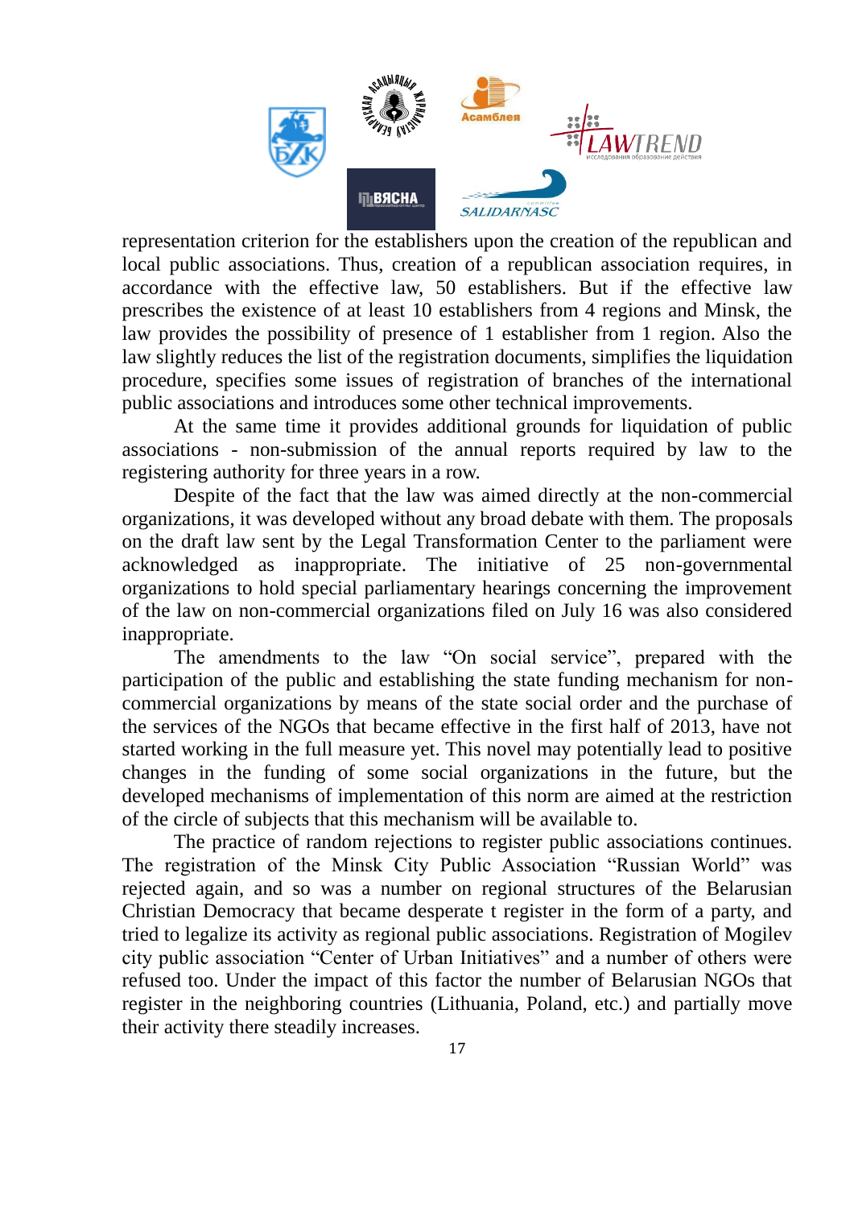representation criterion for the establishers upon the creation of the republican and local public associations. Thus, creation of a republican association requires, in accordance with the effective law, 50 establishers. But if the effective law prescribes the existence of at least 10 establishers from 4 regions and Minsk, the law provides the possibility of presence of 1 establisher from 1 region. Also the law slightly reduces the list of the registration documents, simplifies the liquidation procedure, specifies some issues of registration of branches of the international public associations and introduces some other technical improvements.

At the same time it provides additional grounds for liquidation of public associations - non-submission of the annual reports required by law to the registering authority for three years in a row.

Despite of the fact that the law was aimed directly at the non-commercial organizations, it was developed without any broad debate with them. The proposals on the draft law sent by the Legal Transformation Center to the parliament were acknowledged as inappropriate. The initiative of 25 non-governmental organizations to hold special parliamentary hearings concerning the improvement of the law on non-commercial organizations filed on July 16 was also considered inappropriate.

The amendments to the law "On social service", prepared with the participation of the public and establishing the state funding mechanism for non-commercial organizations by means of the state social order and the purchase of the services of the NGOs that became effective in the first half of 2013, have not started working in the full measure yet. This novel may potentially lead to positive changes in the funding of some social organizations in the future, but the developed mechanisms of implementation of this norm are aimed at the restriction of the circle of subjects that this mechanism will be available to.

The practice of random rejections to register public associations continues. The registration of the Minsk City Public Association "Russian World" was rejected again, and so was a number on regional structures of the Belarusian Christian Democracy that became desperate t register in the form of a party, and tried to legalize its activity as regional public associations. Registration of Mogilev city public association "Center of Urban Initiatives" and a number of others were refused too. Under the impact of this factor the number of Belarusian NGOs that register in the neighboring countries (Lithuania, Poland, etc.) and partially move their activity there steadily increases.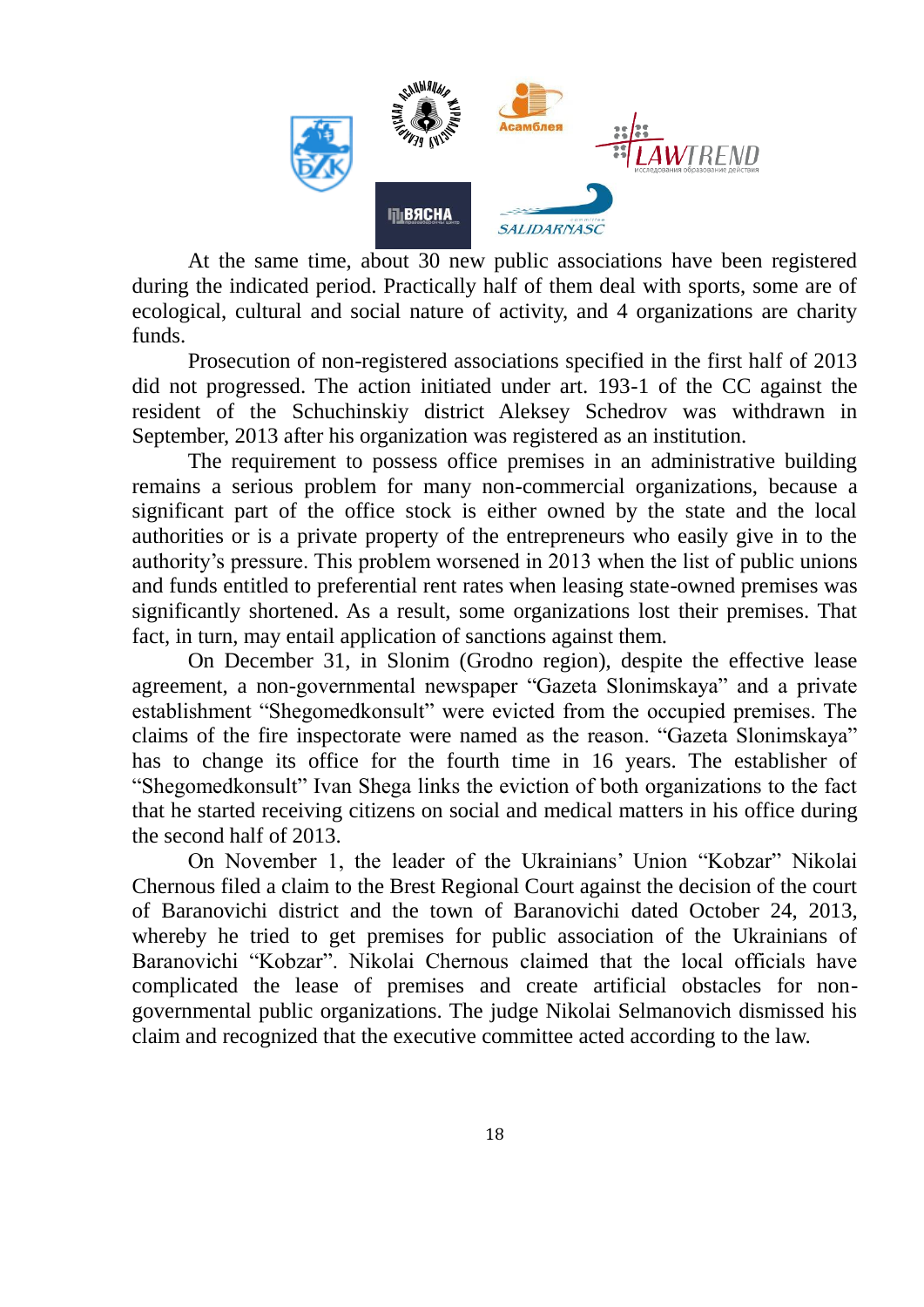At the same time, about 30 new public associations have been registered during the indicated period. Practically half of them deal with sports, some are of ecological, cultural and social nature of activity, and 4 organizations are charity funds.

Prosecution of non-registered associations specified in the first half of 2013 did not progressed. The action initiated under art. 193-1 of the CC against the resident of the Schuchinskiy district Aleksey Schedrov was withdrawn in September, 2013 after his organization was registered as an institution.

The requirement to possess office premises in an administrative building remains a serious problem for many non-commercial organizations, because a significant part of the office stock is either owned by the state and the local authorities or is a private property of the entrepreneurs who easily give in to the authority's pressure. This problem worsened in 2013 when the list of public unions and funds entitled to preferential rent rates when leasing state-owned premises was significantly shortened. As a result, some organizations lost their premises. That fact, in turn, may entail application of sanctions against them.

On December 31, in Slonim (Grodno region), despite the effective lease agreement, a non-governmental newspaper "Gazeta Slonimskaya" and a private establishment "Shegomedkonsult" were evicted from the occupied premises. The claims of the fire inspectorate were named as the reason. "Gazeta Slonimskaya" has to change its office for the fourth time in 16 years. The establisher of "Shegomedkonsult" Ivan Shega links the eviction of both organizations to the fact that he started receiving citizens on social and medical matters in his office during the second half of 2013.

On November 1, the leader of the Ukrainians' Union "Kobzar" Nikolai Chernous filed a claim to the Brest Regional Court against the decision of the court of Baranovichi district and the town of Baranovichi dated October 24, 2013, whereby he tried to get premises for public association of the Ukrainians of Baranovichi "Kobzar". Nikolai Chernous claimed that the local officials have complicated the lease of premises and create artificial obstacles for non-governmental public organizations. The judge Nikolai Selmanovich dismissed his claim and recognized that the executive committee acted according to the law.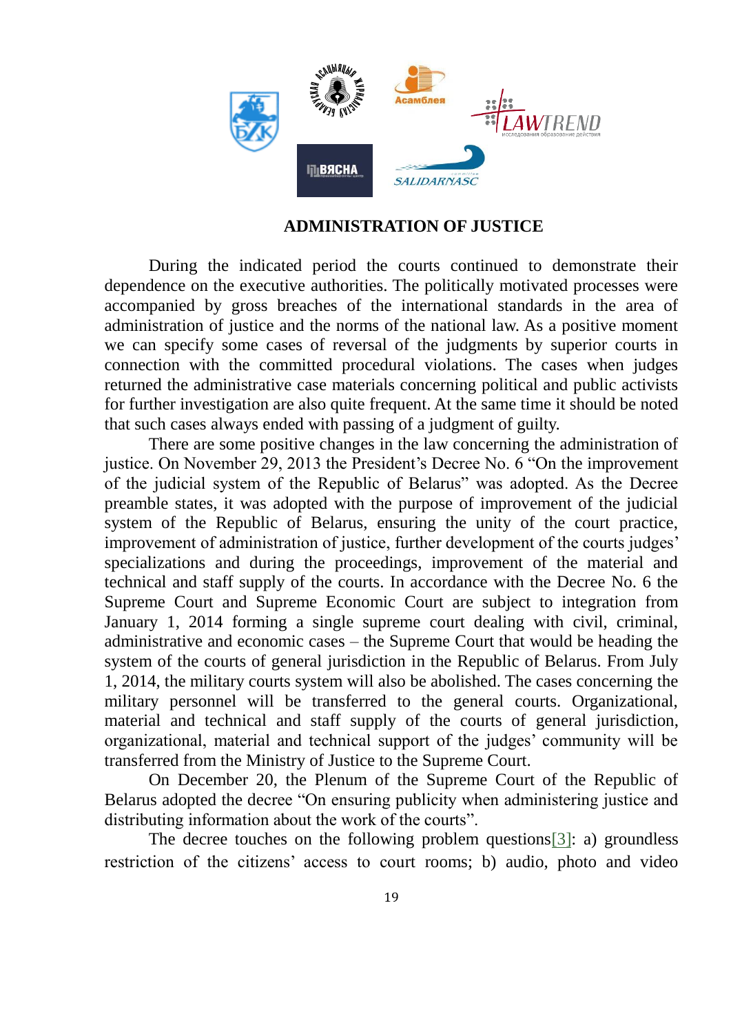## ADMINISTRATION OF JUSTICE

During the indicated period the courts continued to demonstrate their dependence on the executive authorities. The politically motivated processes were accompanied by gross breaches of the international standards in the area of administration of justice and the norms of the national law. As a positive moment we can specify some cases of reversal of the judgments by superior courts in connection with the committed procedural violations. The cases when judges returned the administrative case materials concerning political and public activists for further investigation are also quite frequent. At the same time it should be noted that such cases always ended with passing of a judgment of guilty.

There are some positive changes in the law concerning the administration of justice. On November 29, 2013 the President's Decree No. 6 "On the improvement of the judicial system of the Republic of Belarus" was adopted. As the Decree preamble states, it was adopted with the purpose of improvement of the judicial system of the Republic of Belarus, ensuring the unity of the court practice, improvement of administration of justice, further development of the courts judges' specializations and during the proceedings, improvement of the material and technical and staff supply of the courts. In accordance with the Decree No. 6 the Supreme Court and Supreme Economic Court are subject to integration from January 1, 2014 forming a single supreme court dealing with civil, criminal, administrative and economic cases – the Supreme Court that would be heading the system of the courts of general jurisdiction in the Republic of Belarus. From July 1, 2014, the military courts system will also be abolished. The cases concerning the military personnel will be transferred to the general courts. Organizational, material and technical and staff supply of the courts of general jurisdiction, organizational, material and technical support of the judges' community will be transferred from the Ministry of Justice to the Supreme Court.

On December 20, the Plenum of the Supreme Court of the Republic of Belarus adopted the decree "On ensuring publicity when administering justice and distributing information about the work of the courts".

The decree touches on the following problem questions[3]: a) groundless restriction of the citizens' access to court rooms; b) audio, photo and video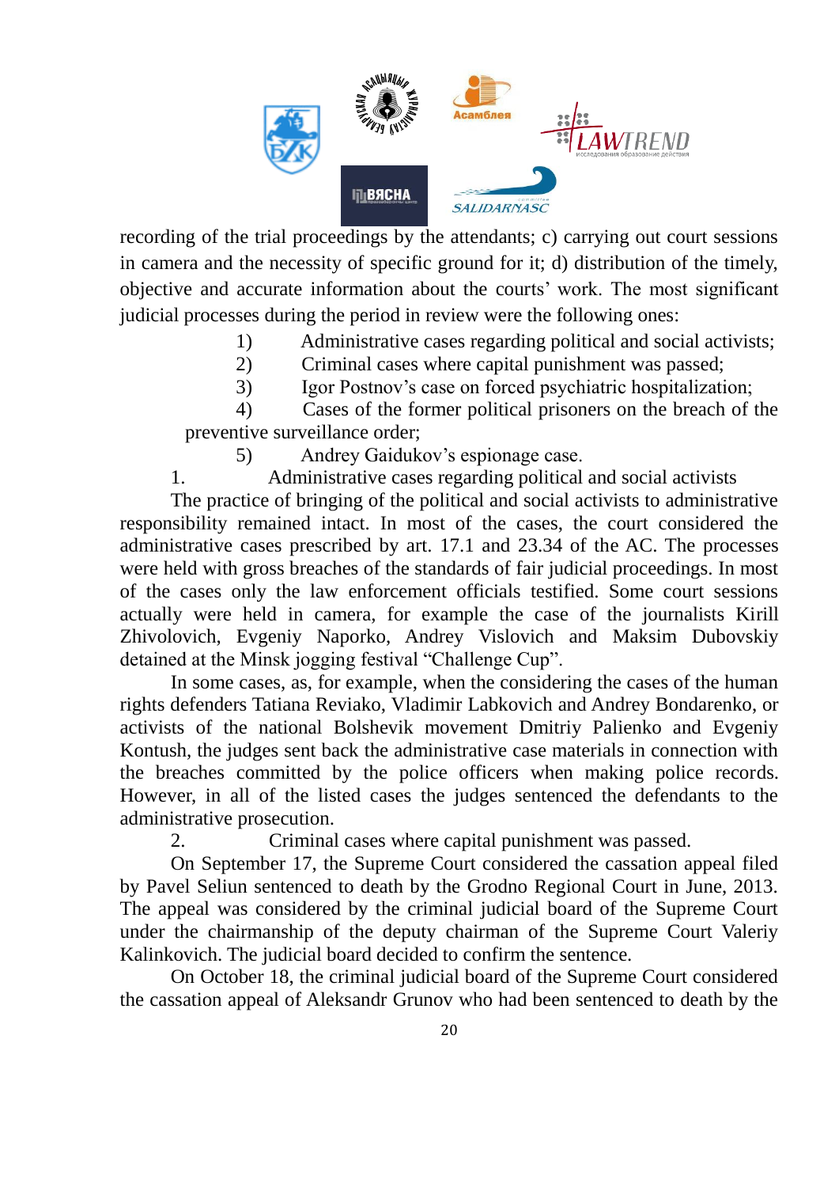recording of the trial proceedings by the attendants; c) carrying out court sessions in camera and the necessity of specific ground for it; d) distribution of the timely, objective and accurate information about the courts' work. The most significant judicial processes during the period in review were the following ones:

1) Administrative cases regarding political and social activists;
2) Criminal cases where capital punishment was passed;
3) Igor Postnov's case on forced psychiatric hospitalization;
4) Cases of the former political prisoners on the breach of the preventive surveillance order;
5) Andrey Gaidukov's espionage case.

1. Administrative cases regarding political and social activists

The practice of bringing of the political and social activists to administrative responsibility remained intact. In most of the cases, the court considered the administrative cases prescribed by art. 17.1 and 23.34 of the AC. The processes were held with gross breaches of the standards of fair judicial proceedings. In most of the cases only the law enforcement officials testified. Some court sessions actually were held in camera, for example the case of the journalists Kirill Zhivolovich, Evgeniy Naporko, Andrey Vislovich and Maksim Dubovskiy detained at the Minsk jogging festival "Challenge Cup".

In some cases, as, for example, when the considering the cases of the human rights defenders Tatiana Reviako, Vladimir Labkovich and Andrey Bondarenko, or activists of the national Bolshevik movement Dmitriy Palienko and Evgeniy Kontush, the judges sent back the administrative case materials in connection with the breaches committed by the police officers when making police records. However, in all of the listed cases the judges sentenced the defendants to the administrative prosecution.

2. Criminal cases where capital punishment was passed.

On September 17, the Supreme Court considered the cassation appeal filed by Pavel Seliun sentenced to death by the Grodno Regional Court in June, 2013. The appeal was considered by the criminal judicial board of the Supreme Court under the chairmanship of the deputy chairman of the Supreme Court Valeriy Kalinkovich. The judicial board decided to confirm the sentence.

On October 18, the criminal judicial board of the Supreme Court considered the cassation appeal of Aleksandr Grunov who had been sentenced to death by the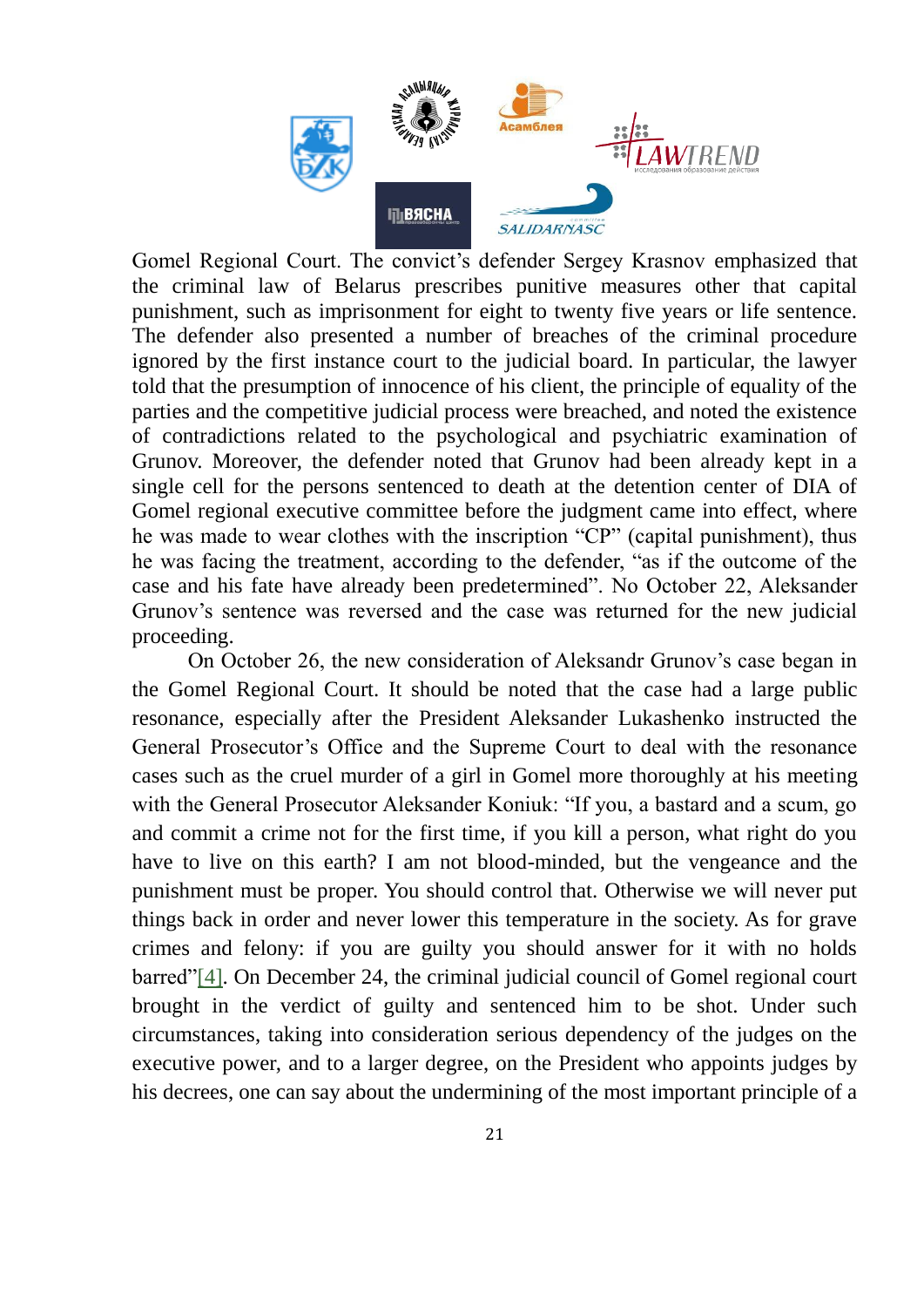Gomel Regional Court. The convict's defender Sergey Krasnov emphasized that the criminal law of Belarus prescribes punitive measures other that capital punishment, such as imprisonment for eight to twenty five years or life sentence. The defender also presented a number of breaches of the criminal procedure ignored by the first instance court to the judicial board. In particular, the lawyer told that the presumption of innocence of his client, the principle of equality of the parties and the competitive judicial process were breached, and noted the existence of contradictions related to the psychological and psychiatric examination of Grunov. Moreover, the defender noted that Grunov had been already kept in a single cell for the persons sentenced to death at the detention center of DIA of Gomel regional executive committee before the judgment came into effect, where he was made to wear clothes with the inscription "CP" (capital punishment), thus he was facing the treatment, according to the defender, "as if the outcome of the case and his fate have already been predetermined". No October 22, Aleksander Grunov's sentence was reversed and the case was returned for the new judicial proceeding.

On October 26, the new consideration of Aleksandr Grunov's case began in the Gomel Regional Court. It should be noted that the case had a large public resonance, especially after the President Aleksander Lukashenko instructed the General Prosecutor's Office and the Supreme Court to deal with the resonance cases such as the cruel murder of a girl in Gomel more thoroughly at his meeting with the General Prosecutor Aleksander Koniuk: "If you, a bastard and a scum, go and commit a crime not for the first time, if you kill a person, what right do you have to live on this earth? I am not blood-minded, but the vengeance and the punishment must be proper. You should control that. Otherwise we will never put things back in order and never lower this temperature in the society. As for grave crimes and felony: if you are guilty you should answer for it with no holds barred"[4]. On December 24, the criminal judicial council of Gomel regional court brought in the verdict of guilty and sentenced him to be shot. Under such circumstances, taking into consideration serious dependency of the judges on the executive power, and to a larger degree, on the President who appoints judges by his decrees, one can say about the undermining of the most important principle of a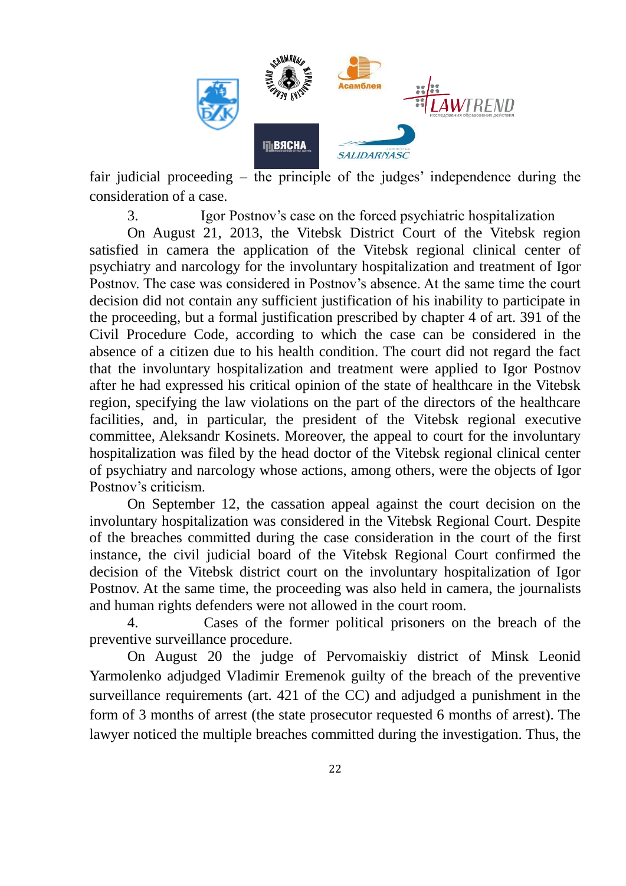fair judicial proceeding – the principle of the judges' independence during the consideration of a case.

3. Igor Postnov's case on the forced psychiatric hospitalization

On August 21, 2013, the Vitebsk District Court of the Vitebsk region satisfied in camera the application of the Vitebsk regional clinical center of psychiatry and narcology for the involuntary hospitalization and treatment of Igor Postnov. The case was considered in Postnov's absence. At the same time the court decision did not contain any sufficient justification of his inability to participate in the proceeding, but a formal justification prescribed by chapter 4 of art. 391 of the Civil Procedure Code, according to which the case can be considered in the absence of a citizen due to his health condition. The court did not regard the fact that the involuntary hospitalization and treatment were applied to Igor Postnov after he had expressed his critical opinion of the state of healthcare in the Vitebsk region, specifying the law violations on the part of the directors of the healthcare facilities, and, in particular, the president of the Vitebsk regional executive committee, Aleksandr Kosinets. Moreover, the appeal to court for the involuntary hospitalization was filed by the head doctor of the Vitebsk regional clinical center of psychiatry and narcology whose actions, among others, were the objects of Igor Postnov's criticism.

On September 12, the cassation appeal against the court decision on the involuntary hospitalization was considered in the Vitebsk Regional Court. Despite of the breaches committed during the case consideration in the court of the first instance, the civil judicial board of the Vitebsk Regional Court confirmed the decision of the Vitebsk district court on the involuntary hospitalization of Igor Postnov. At the same time, the proceeding was also held in camera, the journalists and human rights defenders were not allowed in the court room.

4. Cases of the former political prisoners on the breach of the preventive surveillance procedure.

On August 20 the judge of Pervomaiskiy district of Minsk Leonid Yarmolenko adjudged Vladimir Eremenok guilty of the breach of the preventive surveillance requirements (art. 421 of the CC) and adjudged a punishment in the form of 3 months of arrest (the state prosecutor requested 6 months of arrest). The lawyer noticed the multiple breaches committed during the investigation. Thus, the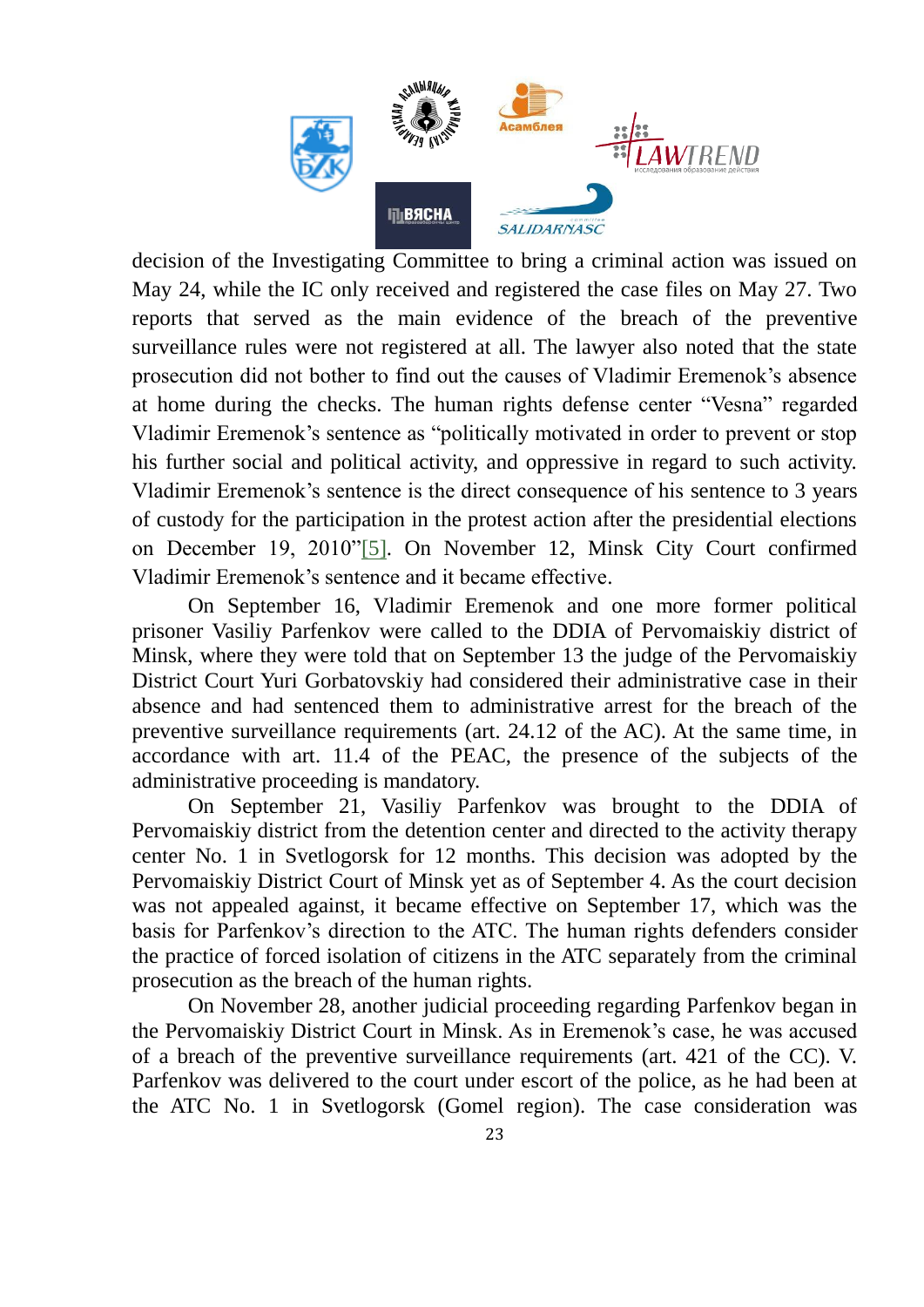decision of the Investigating Committee to bring a criminal action was issued on May 24, while the IC only received and registered the case files on May 27. Two reports that served as the main evidence of the breach of the preventive surveillance rules were not registered at all. The lawyer also noted that the state prosecution did not bother to find out the causes of Vladimir Eremenok's absence at home during the checks. The human rights defense center "Vesna" regarded Vladimir Eremenok's sentence as "politically motivated in order to prevent or stop his further social and political activity, and oppressive in regard to such activity. Vladimir Eremenok's sentence is the direct consequence of his sentence to 3 years of custody for the participation in the protest action after the presidential elections on December 19, 2010"[5]. On November 12, Minsk City Court confirmed Vladimir Eremenok's sentence and it became effective.

On September 16, Vladimir Eremenok and one more former political prisoner Vasiliy Parfenkov were called to the DDIA of Pervomaiskiy district of Minsk, where they were told that on September 13 the judge of the Pervomaiskiy District Court Yuri Gorbatovskiy had considered their administrative case in their absence and had sentenced them to administrative arrest for the breach of the preventive surveillance requirements (art. 24.12 of the AC). At the same time, in accordance with art. 11.4 of the PEAC, the presence of the subjects of the administrative proceeding is mandatory.

On September 21, Vasiliy Parfenkov was brought to the DDIA of Pervomaiskiy district from the detention center and directed to the activity therapy center No. 1 in Svetlogorsk for 12 months. This decision was adopted by the Pervomaiskiy District Court of Minsk yet as of September 4. As the court decision was not appealed against, it became effective on September 17, which was the basis for Parfenkov's direction to the ATC. The human rights defenders consider the practice of forced isolation of citizens in the ATC separately from the criminal prosecution as the breach of the human rights.

On November 28, another judicial proceeding regarding Parfenkov began in the Pervomaiskiy District Court in Minsk. As in Eremenok's case, he was accused of a breach of the preventive surveillance requirements (art. 421 of the CC). V. Parfenkov was delivered to the court under escort of the police, as he had been at the ATC No. 1 in Svetlogorsk (Gomel region). The case consideration was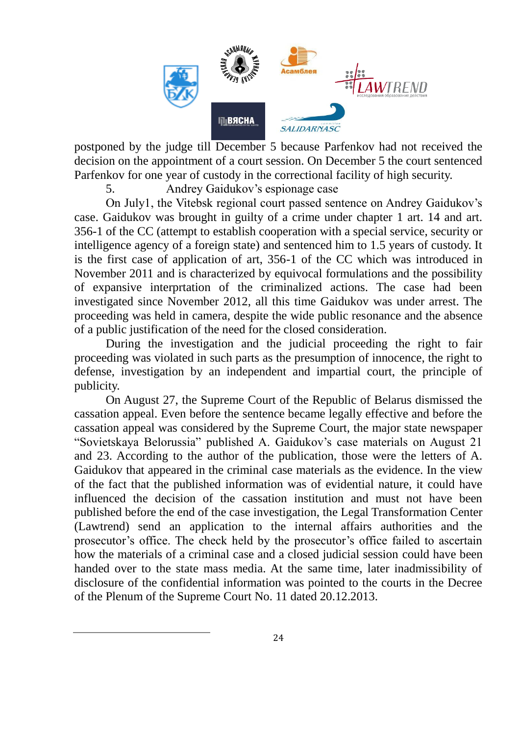postponed by the judge till December 5 because Parfenkov had not received the decision on the appointment of a court session. On December 5 the court sentenced Parfenkov for one year of custody in the correctional facility of high security.

5. Andrey Gaidukov's espionage case

On July1, the Vitebsk regional court passed sentence on Andrey Gaidukov's case. Gaidukov was brought in guilty of a crime under chapter 1 art. 14 and art. 356-1 of the CC (attempt to establish cooperation with a special service, security or intelligence agency of a foreign state) and sentenced him to 1.5 years of custody. It is the first case of application of art, 356-1 of the CC which was introduced in November 2011 and is characterized by equivocal formulations and the possibility of expansive interprtation of the criminalized actions. The case had been investigated since November 2012, all this time Gaidukov was under arrest. The proceeding was held in camera, despite the wide public resonance and the absence of a public justification of the need for the closed consideration.

During the investigation and the judicial proceeding the right to fair proceeding was violated in such parts as the presumption of innocence, the right to defense, investigation by an independent and impartial court, the principle of publicity.

On August 27, the Supreme Court of the Republic of Belarus dismissed the cassation appeal. Even before the sentence became legally effective and before the cassation appeal was considered by the Supreme Court, the major state newspaper "Sovietskaya Belorussia" published A. Gaidukov's case materials on August 21 and 23. According to the author of the publication, those were the letters of A. Gaidukov that appeared in the criminal case materials as the evidence. In the view of the fact that the published information was of evidential nature, it could have influenced the decision of the cassation institution and must not have been published before the end of the case investigation, the Legal Transformation Center (Lawtrend) send an application to the internal affairs authorities and the prosecutor's office. The check held by the prosecutor's office failed to ascertain how the materials of a criminal case and a closed judicial session could have been handed over to the state mass media. At the same time, later inadmissibility of disclosure of the confidential information was pointed to the courts in the Decree of the Plenum of the Supreme Court No. 11 dated 20.12.2013.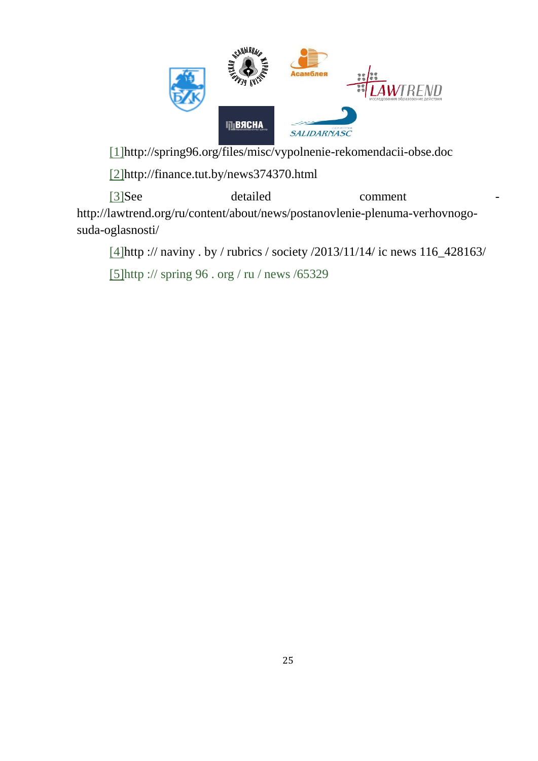[1]http://spring96.org/files/misc/vypolnenie-rekomendacii-obse.doc

[2]http://finance.tut.by/news374370.html

[3]See detailed comment - http://lawtrend.org/ru/content/about/news/postanovlenie-plenuma-verhovnogo-suda-oglasnosti/

[4]http :// naviny . by / rubrics / society /2013/11/14/ ic news 116_428163/

[5]http :// spring 96 . org / ru / news /65329